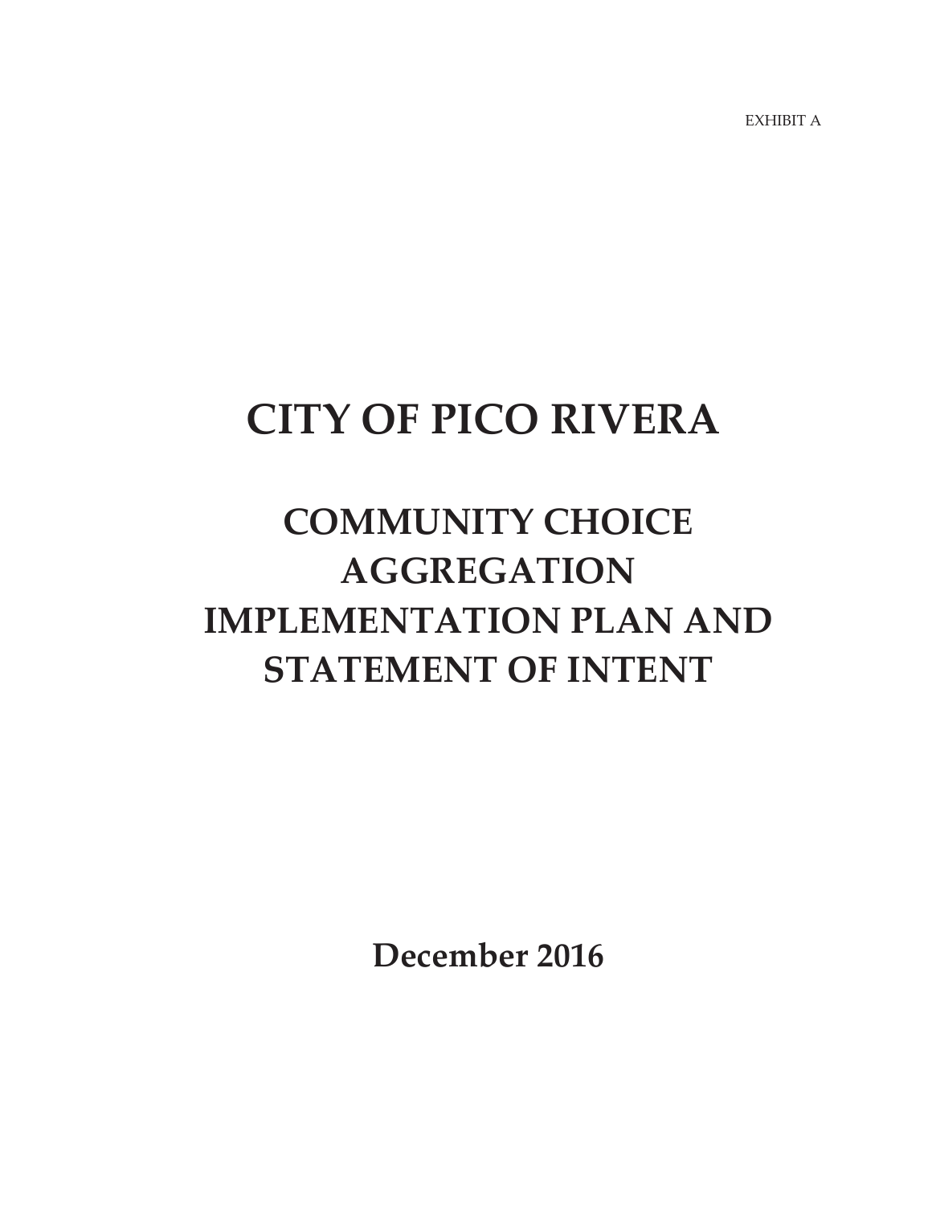EXHIBIT A

# CITY OF PICO RIVERA

## COMMUNITY CHOICE AGGREGATION IMPLEMENTATION PLAN AND STATEMENT OF INTENT

**December 2016**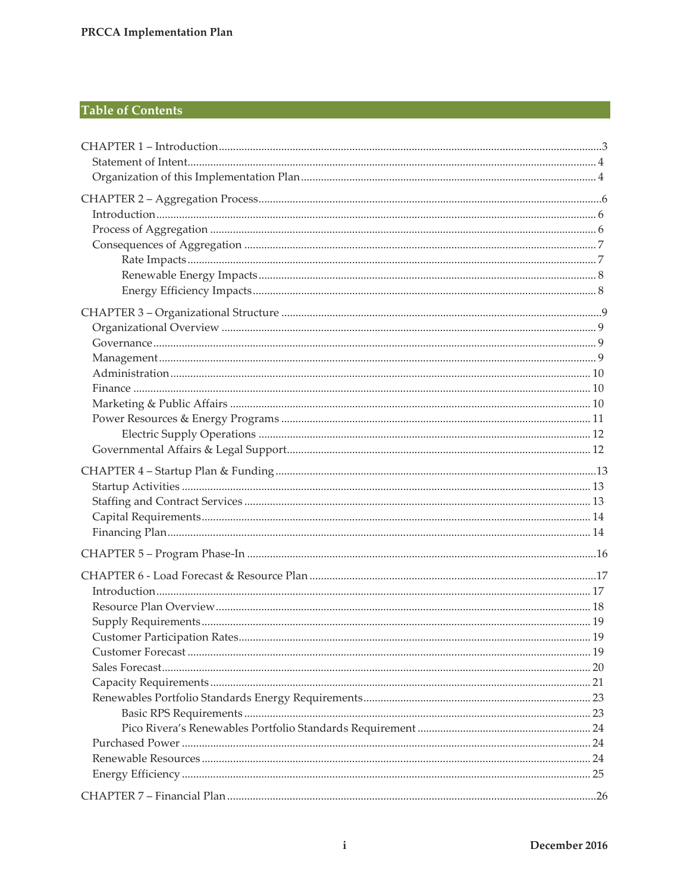## Table of Contents

CHAPTER 1 – Introduction ... 3
- Statement of Intent ... 4
- Organization of this Implementation Plan ... 4

CHAPTER 2 – Aggregation Process ... 6
- Introduction ... 6
- Process of Aggregation ... 6
- Consequences of Aggregation ... 7
  - Rate Impacts ... 7
  - Renewable Energy Impacts ... 8
  - Energy Efficiency Impacts ... 8

CHAPTER 3 – Organizational Structure ... 9
- Organizational Overview ... 9
- Governance ... 9
- Management ... 9
- Administration ... 10
- Finance ... 10
- Marketing & Public Affairs ... 10
- Power Resources & Energy Programs ... 11
  - Electric Supply Operations ... 12
- Governmental Affairs & Legal Support ... 12

CHAPTER 4 – Startup Plan & Funding ... 13
- Startup Activities ... 13
- Staffing and Contract Services ... 13
- Capital Requirements ... 14
- Financing Plan ... 14

CHAPTER 5 – Program Phase-In ... 16

CHAPTER 6 - Load Forecast & Resource Plan ... 17
- Introduction ... 17
- Resource Plan Overview ... 18
- Supply Requirements ... 19
- Customer Participation Rates ... 19
- Customer Forecast ... 19
- Sales Forecast ... 20
- Capacity Requirements ... 21
- Renewables Portfolio Standards Energy Requirements ... 23
  - Basic RPS Requirements ... 23
  - Pico Rivera's Renewables Portfolio Standards Requirement ... 24
- Purchased Power ... 24
- Renewable Resources ... 24
- Energy Efficiency ... 25

CHAPTER 7 – Financial Plan ... 26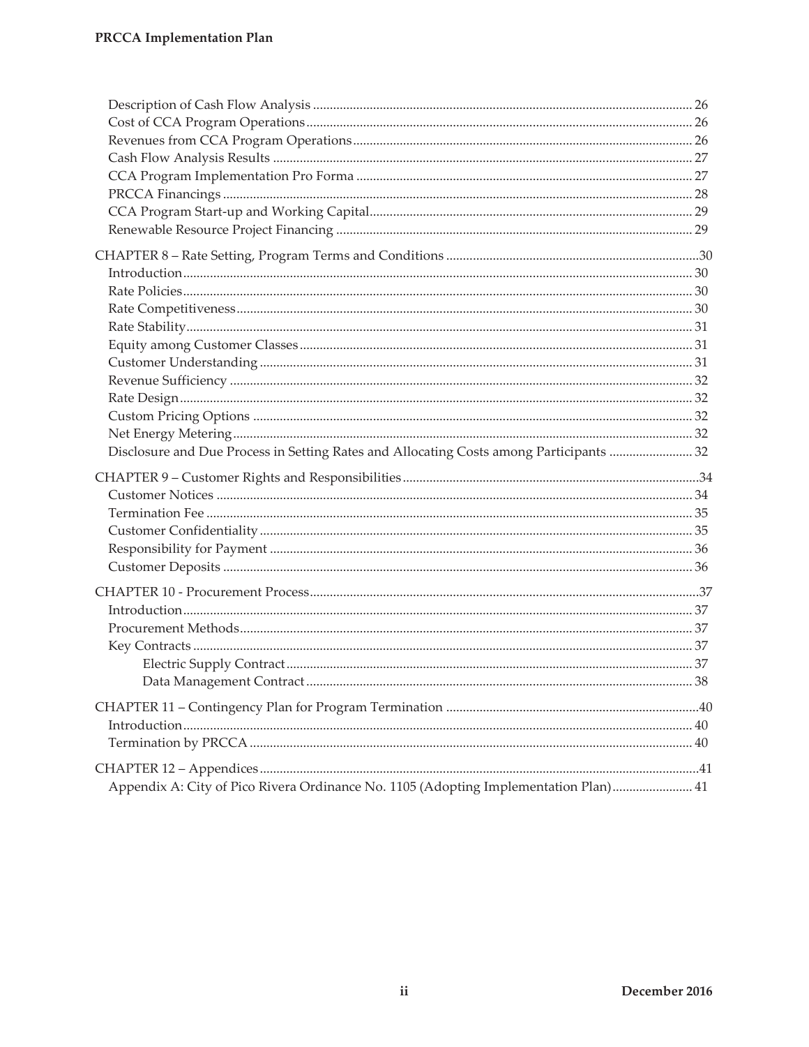Description of Cash Flow Analysis ........................................................................................................ 26
Cost of CCA Program Operations .......................................................................................................... 26
Revenues from CCA Program Operations ............................................................................................ 26
Cash Flow Analysis Results .................................................................................................................... 27
CCA Program Implementation Pro Forma ........................................................................................... 27
PRCCA Financings .................................................................................................................................. 28
CCA Program Start-up and Working Capital ........................................................................................ 29
Renewable Resource Project Financing ................................................................................................. 29

CHAPTER 8 – Rate Setting, Program Terms and Conditions ............................................................... 30
Introduction ............................................................................................................................................... 30
Rate Policies .............................................................................................................................................. 30
Rate Competitiveness ............................................................................................................................... 30
Rate Stability ............................................................................................................................................. 31
Equity among Customer Classes ............................................................................................................ 31
Customer Understanding ........................................................................................................................ 31
Revenue Sufficiency ................................................................................................................................ 32
Rate Design ............................................................................................................................................... 32
Custom Pricing Options .......................................................................................................................... 32
Net Energy Metering ................................................................................................................................ 32
Disclosure and Due Process in Setting Rates and Allocating Costs among Participants ................ 32

CHAPTER 9 – Customer Rights and Responsibilities ............................................................................ 34
Customer Notices ..................................................................................................................................... 34
Termination Fee ........................................................................................................................................ 35
Customer Confidentiality ........................................................................................................................ 35
Responsibility for Payment ..................................................................................................................... 36
Customer Deposits ................................................................................................................................... 36

CHAPTER 10 - Procurement Process ........................................................................................................ 37
Introduction ............................................................................................................................................... 37
Procurement Methods .............................................................................................................................. 37
Key Contracts ............................................................................................................................................ 37
Electric Supply Contract ....................................................................................................................... 37
Data Management Contract .................................................................................................................. 38

CHAPTER 11 – Contingency Plan for Program Termination ............................................................... 40
Introduction ............................................................................................................................................... 40
Termination by PRCCA ........................................................................................................................... 40

CHAPTER 12 – Appendices ....................................................................................................................... 41
Appendix A: City of Pico Rivera Ordinance No. 1105 (Adopting Implementation Plan) ................ 41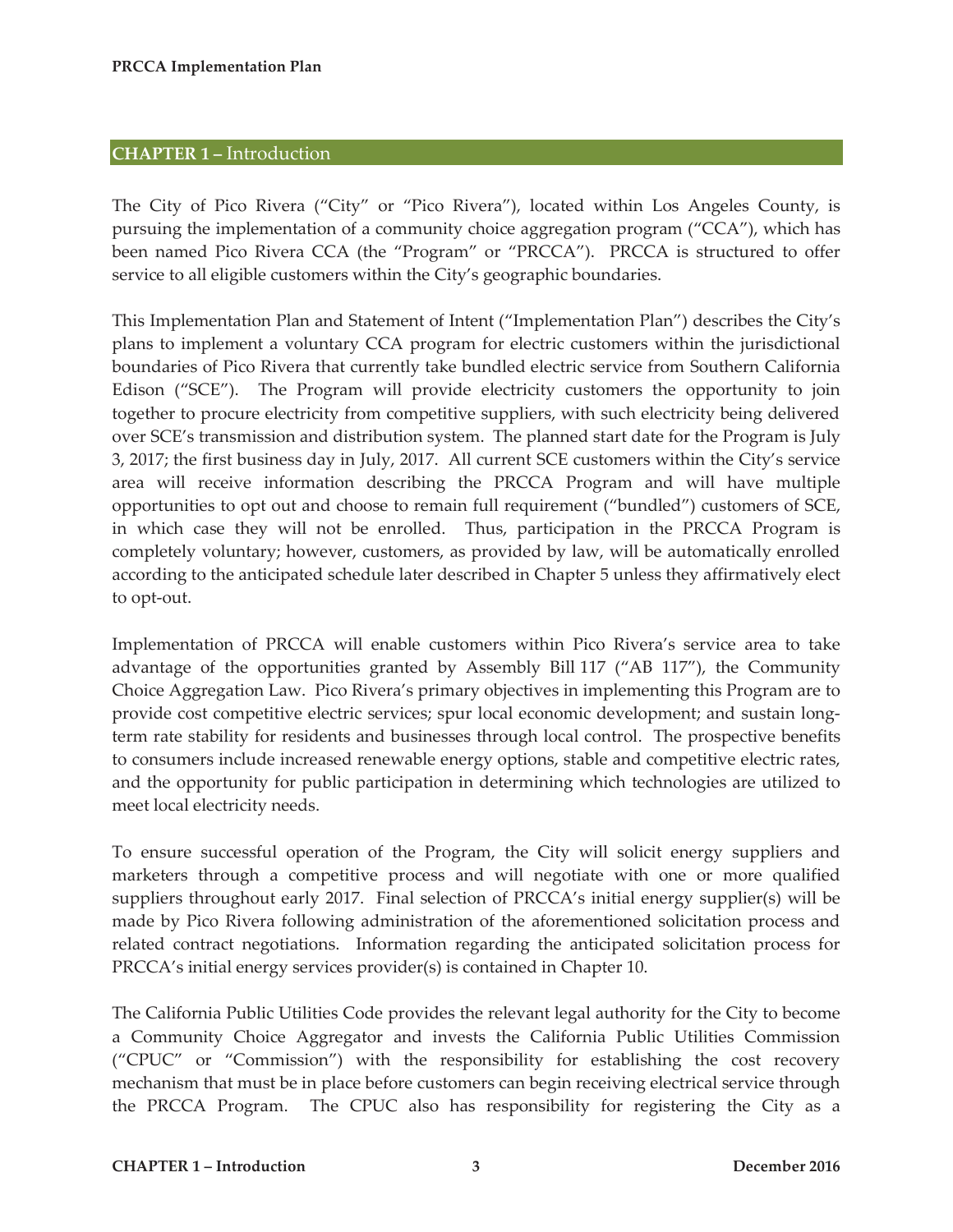## CHAPTER 1 – Introduction

The City of Pico Rivera ("City" or "Pico Rivera"), located within Los Angeles County, is pursuing the implementation of a community choice aggregation program ("CCA"), which has been named Pico Rivera CCA (the "Program" or "PRCCA"). PRCCA is structured to offer service to all eligible customers within the City's geographic boundaries.

This Implementation Plan and Statement of Intent ("Implementation Plan") describes the City's plans to implement a voluntary CCA program for electric customers within the jurisdictional boundaries of Pico Rivera that currently take bundled electric service from Southern California Edison ("SCE"). The Program will provide electricity customers the opportunity to join together to procure electricity from competitive suppliers, with such electricity being delivered over SCE's transmission and distribution system. The planned start date for the Program is July 3, 2017; the first business day in July, 2017. All current SCE customers within the City's service area will receive information describing the PRCCA Program and will have multiple opportunities to opt out and choose to remain full requirement ("bundled") customers of SCE, in which case they will not be enrolled. Thus, participation in the PRCCA Program is completely voluntary; however, customers, as provided by law, will be automatically enrolled according to the anticipated schedule later described in Chapter 5 unless they affirmatively elect to opt-out.

Implementation of PRCCA will enable customers within Pico Rivera's service area to take advantage of the opportunities granted by Assembly Bill 117 ("AB 117"), the Community Choice Aggregation Law. Pico Rivera's primary objectives in implementing this Program are to provide cost competitive electric services; spur local economic development; and sustain long-term rate stability for residents and businesses through local control. The prospective benefits to consumers include increased renewable energy options, stable and competitive electric rates, and the opportunity for public participation in determining which technologies are utilized to meet local electricity needs.

To ensure successful operation of the Program, the City will solicit energy suppliers and marketers through a competitive process and will negotiate with one or more qualified suppliers throughout early 2017. Final selection of PRCCA's initial energy supplier(s) will be made by Pico Rivera following administration of the aforementioned solicitation process and related contract negotiations. Information regarding the anticipated solicitation process for PRCCA's initial energy services provider(s) is contained in Chapter 10.

The California Public Utilities Code provides the relevant legal authority for the City to become a Community Choice Aggregator and invests the California Public Utilities Commission ("CPUC" or "Commission") with the responsibility for establishing the cost recovery mechanism that must be in place before customers can begin receiving electrical service through the PRCCA Program. The CPUC also has responsibility for registering the City as a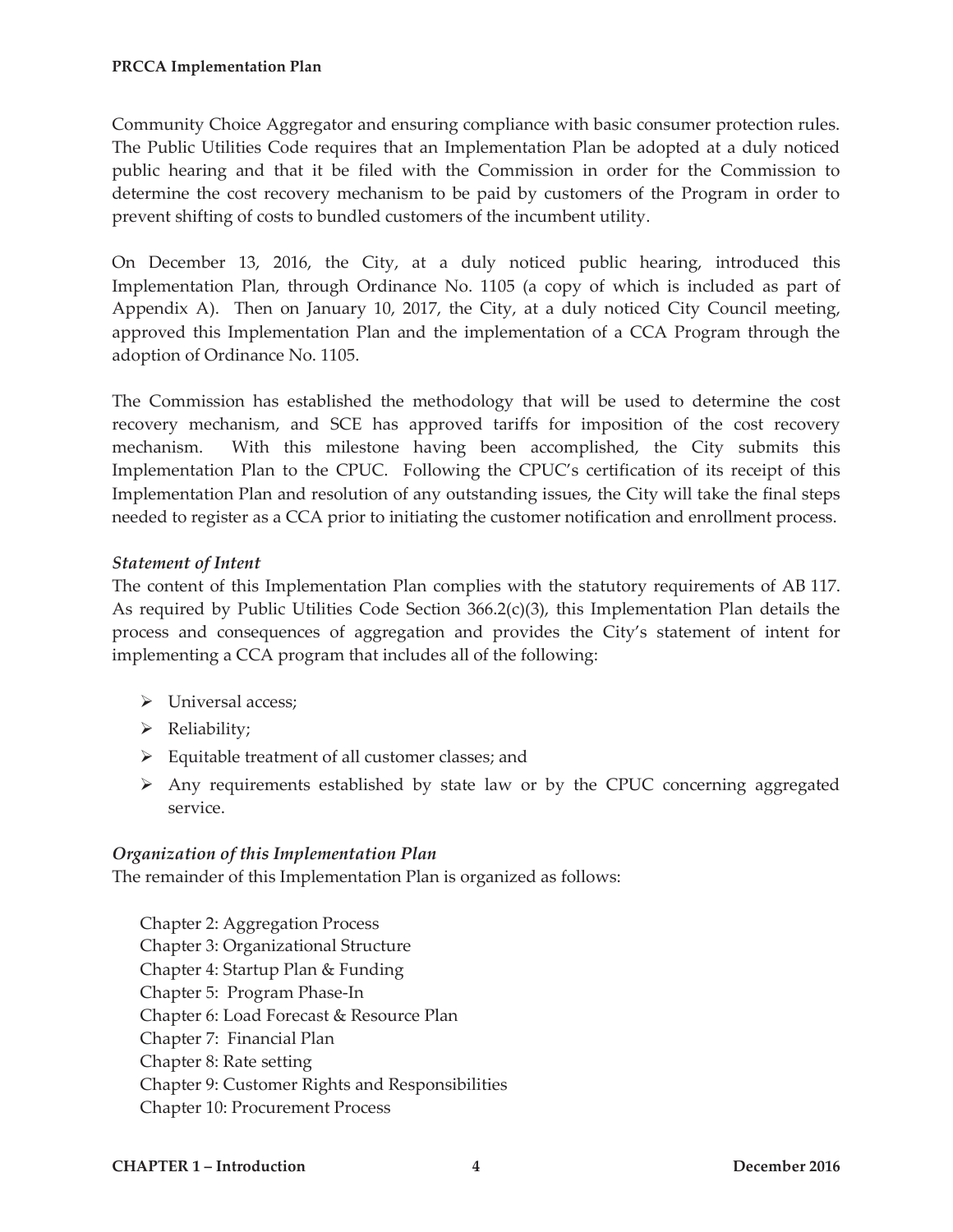Community Choice Aggregator and ensuring compliance with basic consumer protection rules. The Public Utilities Code requires that an Implementation Plan be adopted at a duly noticed public hearing and that it be filed with the Commission in order for the Commission to determine the cost recovery mechanism to be paid by customers of the Program in order to prevent shifting of costs to bundled customers of the incumbent utility.

On December 13, 2016, the City, at a duly noticed public hearing, introduced this Implementation Plan, through Ordinance No. 1105 (a copy of which is included as part of Appendix A). Then on January 10, 2017, the City, at a duly noticed City Council meeting, approved this Implementation Plan and the implementation of a CCA Program through the adoption of Ordinance No. 1105.

The Commission has established the methodology that will be used to determine the cost recovery mechanism, and SCE has approved tariffs for imposition of the cost recovery mechanism. With this milestone having been accomplished, the City submits this Implementation Plan to the CPUC. Following the CPUC's certification of its receipt of this Implementation Plan and resolution of any outstanding issues, the City will take the final steps needed to register as a CCA prior to initiating the customer notification and enrollment process.

### *Statement of Intent*

The content of this Implementation Plan complies with the statutory requirements of AB 117. As required by Public Utilities Code Section 366.2(c)(3), this Implementation Plan details the process and consequences of aggregation and provides the City's statement of intent for implementing a CCA program that includes all of the following:

- Universal access;
- Reliability;
- Equitable treatment of all customer classes; and
- Any requirements established by state law or by the CPUC concerning aggregated service.

### *Organization of this Implementation Plan*

The remainder of this Implementation Plan is organized as follows:

Chapter 2: Aggregation Process
Chapter 3: Organizational Structure
Chapter 4: Startup Plan & Funding
Chapter 5: Program Phase-In
Chapter 6: Load Forecast & Resource Plan
Chapter 7: Financial Plan
Chapter 8: Rate setting
Chapter 9: Customer Rights and Responsibilities
Chapter 10: Procurement Process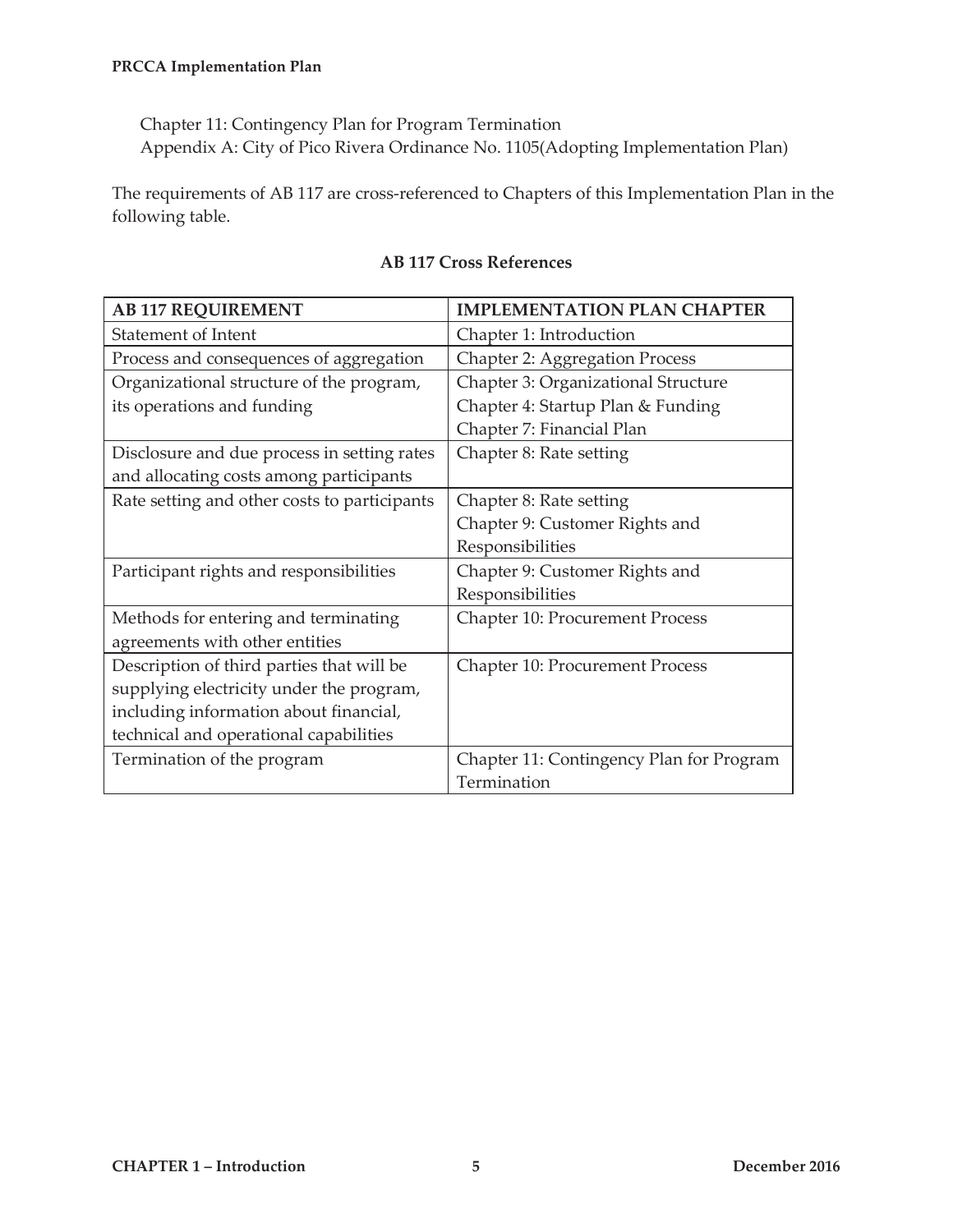Chapter 11: Contingency Plan for Program Termination
Appendix A: City of Pico Rivera Ordinance No. 1105(Adopting Implementation Plan)

The requirements of AB 117 are cross-referenced to Chapters of this Implementation Plan in the following table.

**AB 117 Cross References**

| AB 117 REQUIREMENT | IMPLEMENTATION PLAN CHAPTER |
|---|---|
| Statement of Intent | Chapter 1: Introduction |
| Process and consequences of aggregation | Chapter 2: Aggregation Process |
| Organizational structure of the program, its operations and funding | Chapter 3: Organizational Structure<br>Chapter 4: Startup Plan & Funding<br>Chapter 7: Financial Plan |
| Disclosure and due process in setting rates and allocating costs among participants | Chapter 8: Rate setting |
| Rate setting and other costs to participants | Chapter 8: Rate setting<br>Chapter 9: Customer Rights and Responsibilities |
| Participant rights and responsibilities | Chapter 9: Customer Rights and Responsibilities |
| Methods for entering and terminating agreements with other entities | Chapter 10: Procurement Process |
| Description of third parties that will be supplying electricity under the program, including information about financial, technical and operational capabilities | Chapter 10: Procurement Process |
| Termination of the program | Chapter 11: Contingency Plan for Program Termination |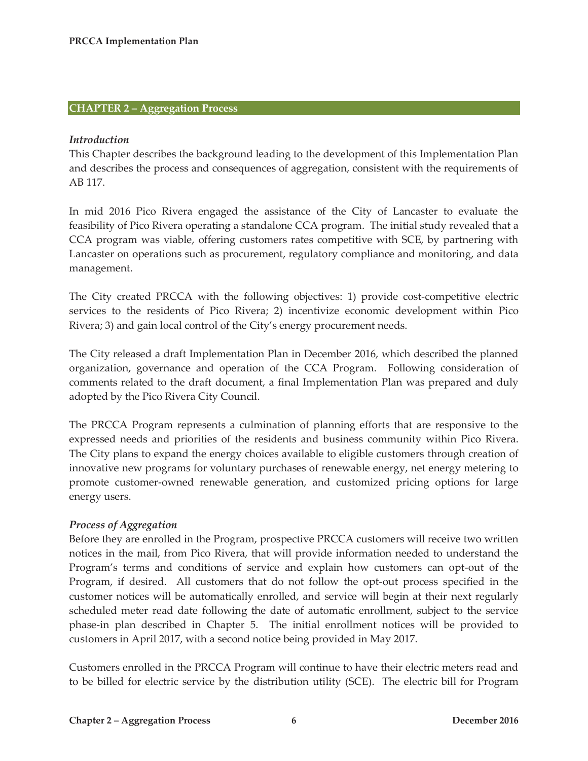## CHAPTER 2 – Aggregation Process

### *Introduction*

This Chapter describes the background leading to the development of this Implementation Plan and describes the process and consequences of aggregation, consistent with the requirements of AB 117.

In mid 2016 Pico Rivera engaged the assistance of the City of Lancaster to evaluate the feasibility of Pico Rivera operating a standalone CCA program. The initial study revealed that a CCA program was viable, offering customers rates competitive with SCE, by partnering with Lancaster on operations such as procurement, regulatory compliance and monitoring, and data management.

The City created PRCCA with the following objectives: 1) provide cost-competitive electric services to the residents of Pico Rivera; 2) incentivize economic development within Pico Rivera; 3) and gain local control of the City's energy procurement needs.

The City released a draft Implementation Plan in December 2016, which described the planned organization, governance and operation of the CCA Program. Following consideration of comments related to the draft document, a final Implementation Plan was prepared and duly adopted by the Pico Rivera City Council.

The PRCCA Program represents a culmination of planning efforts that are responsive to the expressed needs and priorities of the residents and business community within Pico Rivera. The City plans to expand the energy choices available to eligible customers through creation of innovative new programs for voluntary purchases of renewable energy, net energy metering to promote customer-owned renewable generation, and customized pricing options for large energy users.

### *Process of Aggregation*

Before they are enrolled in the Program, prospective PRCCA customers will receive two written notices in the mail, from Pico Rivera, that will provide information needed to understand the Program's terms and conditions of service and explain how customers can opt-out of the Program, if desired. All customers that do not follow the opt-out process specified in the customer notices will be automatically enrolled, and service will begin at their next regularly scheduled meter read date following the date of automatic enrollment, subject to the service phase-in plan described in Chapter 5. The initial enrollment notices will be provided to customers in April 2017, with a second notice being provided in May 2017.

Customers enrolled in the PRCCA Program will continue to have their electric meters read and to be billed for electric service by the distribution utility (SCE). The electric bill for Program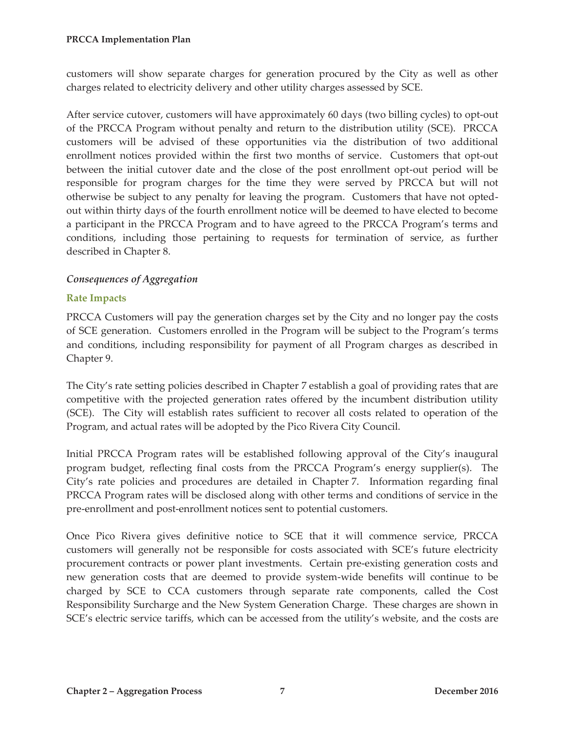customers will show separate charges for generation procured by the City as well as other charges related to electricity delivery and other utility charges assessed by SCE.

After service cutover, customers will have approximately 60 days (two billing cycles) to opt-out of the PRCCA Program without penalty and return to the distribution utility (SCE). PRCCA customers will be advised of these opportunities via the distribution of two additional enrollment notices provided within the first two months of service. Customers that opt-out between the initial cutover date and the close of the post enrollment opt-out period will be responsible for program charges for the time they were served by PRCCA but will not otherwise be subject to any penalty for leaving the program. Customers that have not opted-out within thirty days of the fourth enrollment notice will be deemed to have elected to become a participant in the PRCCA Program and to have agreed to the PRCCA Program's terms and conditions, including those pertaining to requests for termination of service, as further described in Chapter 8.

### *Consequences of Aggregation*

#### Rate Impacts

PRCCA Customers will pay the generation charges set by the City and no longer pay the costs of SCE generation. Customers enrolled in the Program will be subject to the Program's terms and conditions, including responsibility for payment of all Program charges as described in Chapter 9.

The City's rate setting policies described in Chapter 7 establish a goal of providing rates that are competitive with the projected generation rates offered by the incumbent distribution utility (SCE). The City will establish rates sufficient to recover all costs related to operation of the Program, and actual rates will be adopted by the Pico Rivera City Council.

Initial PRCCA Program rates will be established following approval of the City's inaugural program budget, reflecting final costs from the PRCCA Program's energy supplier(s). The City's rate policies and procedures are detailed in Chapter 7. Information regarding final PRCCA Program rates will be disclosed along with other terms and conditions of service in the pre-enrollment and post-enrollment notices sent to potential customers.

Once Pico Rivera gives definitive notice to SCE that it will commence service, PRCCA customers will generally not be responsible for costs associated with SCE's future electricity procurement contracts or power plant investments. Certain pre-existing generation costs and new generation costs that are deemed to provide system-wide benefits will continue to be charged by SCE to CCA customers through separate rate components, called the Cost Responsibility Surcharge and the New System Generation Charge. These charges are shown in SCE's electric service tariffs, which can be accessed from the utility's website, and the costs are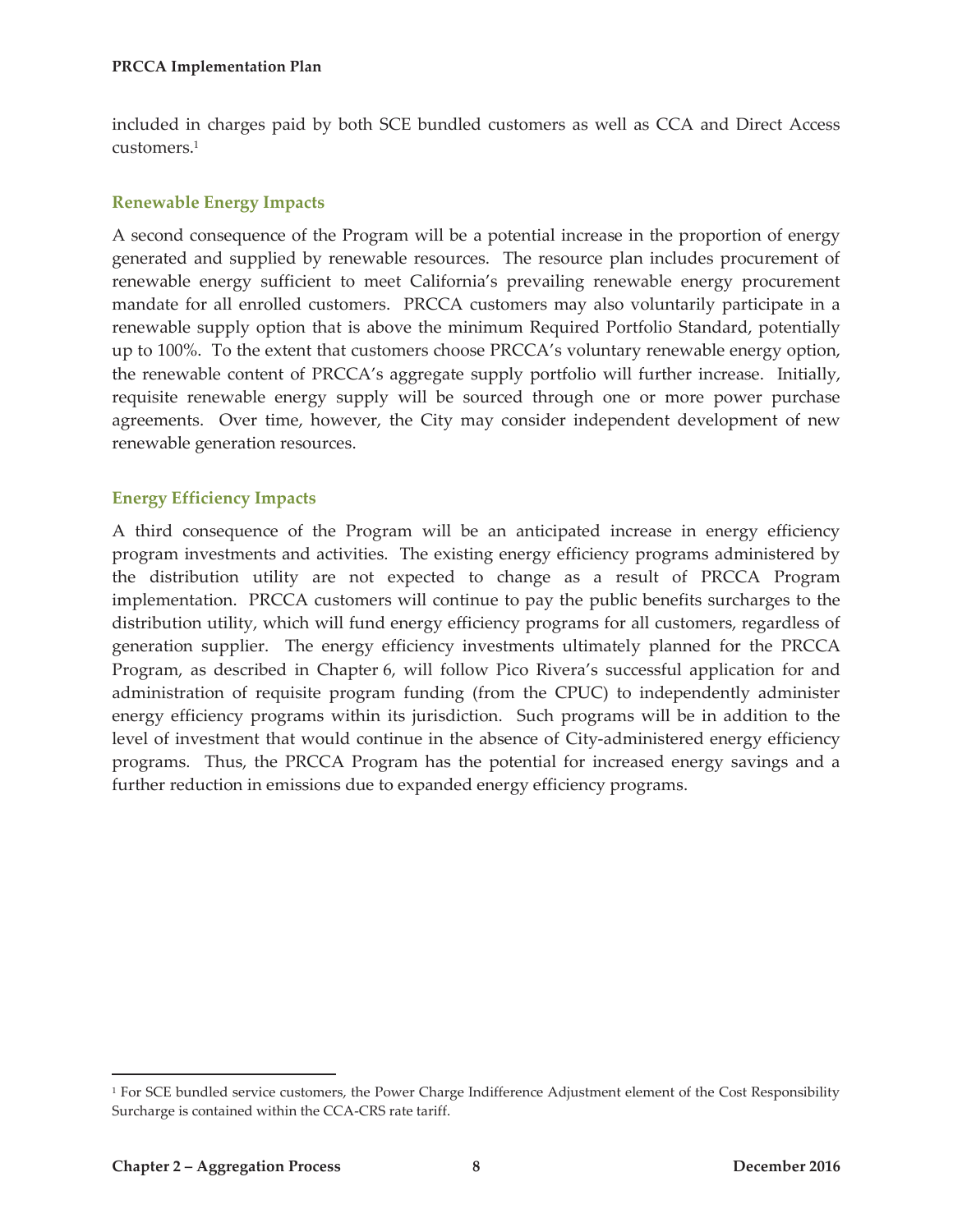included in charges paid by both SCE bundled customers as well as CCA and Direct Access customers.[1]

### Renewable Energy Impacts

A second consequence of the Program will be a potential increase in the proportion of energy generated and supplied by renewable resources. The resource plan includes procurement of renewable energy sufficient to meet California's prevailing renewable energy procurement mandate for all enrolled customers. PRCCA customers may also voluntarily participate in a renewable supply option that is above the minimum Required Portfolio Standard, potentially up to 100%. To the extent that customers choose PRCCA's voluntary renewable energy option, the renewable content of PRCCA's aggregate supply portfolio will further increase. Initially, requisite renewable energy supply will be sourced through one or more power purchase agreements. Over time, however, the City may consider independent development of new renewable generation resources.

### Energy Efficiency Impacts

A third consequence of the Program will be an anticipated increase in energy efficiency program investments and activities. The existing energy efficiency programs administered by the distribution utility are not expected to change as a result of PRCCA Program implementation. PRCCA customers will continue to pay the public benefits surcharges to the distribution utility, which will fund energy efficiency programs for all customers, regardless of generation supplier. The energy efficiency investments ultimately planned for the PRCCA Program, as described in Chapter 6, will follow Pico Rivera's successful application for and administration of requisite program funding (from the CPUC) to independently administer energy efficiency programs within its jurisdiction. Such programs will be in addition to the level of investment that would continue in the absence of City-administered energy efficiency programs. Thus, the PRCCA Program has the potential for increased energy savings and a further reduction in emissions due to expanded energy efficiency programs.

---

[1] For SCE bundled service customers, the Power Charge Indifference Adjustment element of the Cost Responsibility Surcharge is contained within the CCA-CRS rate tariff.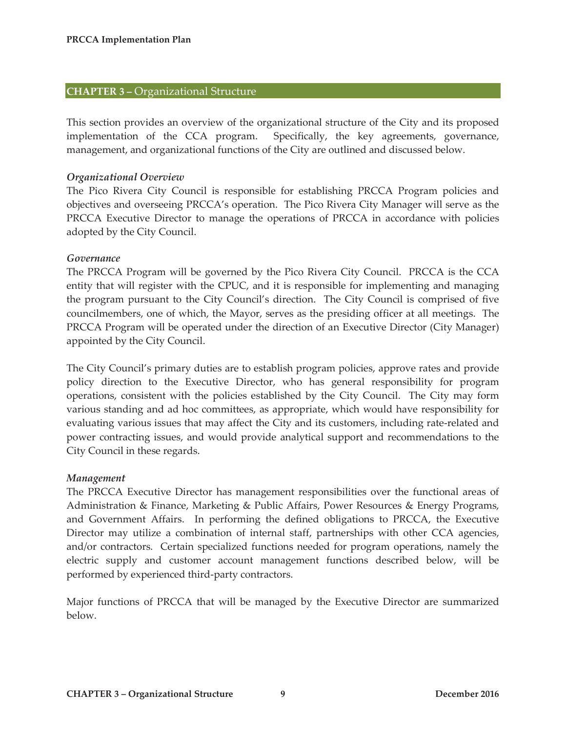## **CHAPTER 3 –** Organizational Structure

This section provides an overview of the organizational structure of the City and its proposed implementation of the CCA program. Specifically, the key agreements, governance, management, and organizational functions of the City are outlined and discussed below.

***Organizational Overview***

The Pico Rivera City Council is responsible for establishing PRCCA Program policies and objectives and overseeing PRCCA's operation. The Pico Rivera City Manager will serve as the PRCCA Executive Director to manage the operations of PRCCA in accordance with policies adopted by the City Council.

***Governance***

The PRCCA Program will be governed by the Pico Rivera City Council. PRCCA is the CCA entity that will register with the CPUC, and it is responsible for implementing and managing the program pursuant to the City Council's direction. The City Council is comprised of five councilmembers, one of which, the Mayor, serves as the presiding officer at all meetings. The PRCCA Program will be operated under the direction of an Executive Director (City Manager) appointed by the City Council.

The City Council's primary duties are to establish program policies, approve rates and provide policy direction to the Executive Director, who has general responsibility for program operations, consistent with the policies established by the City Council. The City may form various standing and ad hoc committees, as appropriate, which would have responsibility for evaluating various issues that may affect the City and its customers, including rate-related and power contracting issues, and would provide analytical support and recommendations to the City Council in these regards.

***Management***

The PRCCA Executive Director has management responsibilities over the functional areas of Administration & Finance, Marketing & Public Affairs, Power Resources & Energy Programs, and Government Affairs. In performing the defined obligations to PRCCA, the Executive Director may utilize a combination of internal staff, partnerships with other CCA agencies, and/or contractors. Certain specialized functions needed for program operations, namely the electric supply and customer account management functions described below, will be performed by experienced third-party contractors.

Major functions of PRCCA that will be managed by the Executive Director are summarized below.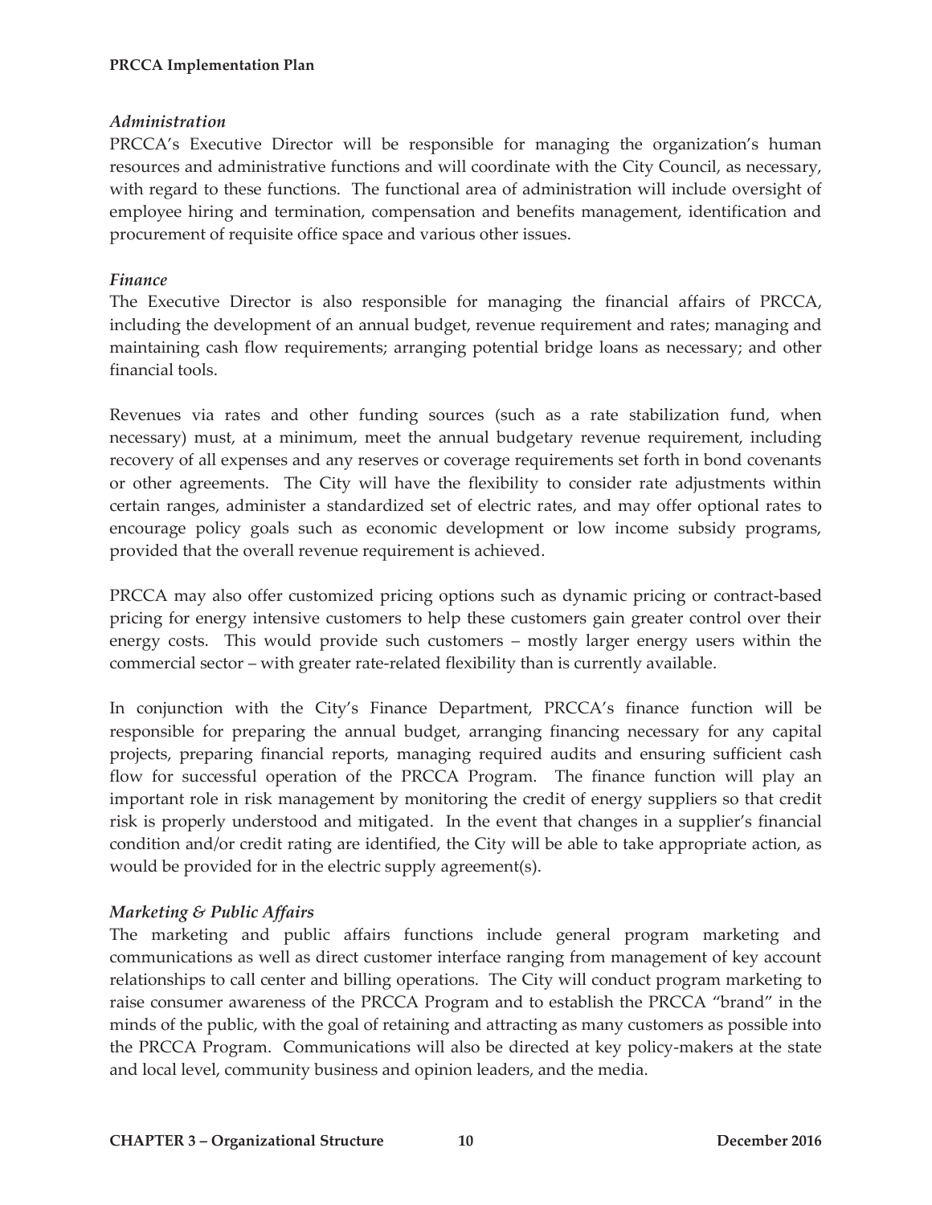*Administration*

PRCCA's Executive Director will be responsible for managing the organization's human resources and administrative functions and will coordinate with the City Council, as necessary, with regard to these functions. The functional area of administration will include oversight of employee hiring and termination, compensation and benefits management, identification and procurement of requisite office space and various other issues.

*Finance*

The Executive Director is also responsible for managing the financial affairs of PRCCA, including the development of an annual budget, revenue requirement and rates; managing and maintaining cash flow requirements; arranging potential bridge loans as necessary; and other financial tools.

Revenues via rates and other funding sources (such as a rate stabilization fund, when necessary) must, at a minimum, meet the annual budgetary revenue requirement, including recovery of all expenses and any reserves or coverage requirements set forth in bond covenants or other agreements. The City will have the flexibility to consider rate adjustments within certain ranges, administer a standardized set of electric rates, and may offer optional rates to encourage policy goals such as economic development or low income subsidy programs, provided that the overall revenue requirement is achieved.

PRCCA may also offer customized pricing options such as dynamic pricing or contract-based pricing for energy intensive customers to help these customers gain greater control over their energy costs. This would provide such customers – mostly larger energy users within the commercial sector – with greater rate-related flexibility than is currently available.

In conjunction with the City's Finance Department, PRCCA's finance function will be responsible for preparing the annual budget, arranging financing necessary for any capital projects, preparing financial reports, managing required audits and ensuring sufficient cash flow for successful operation of the PRCCA Program. The finance function will play an important role in risk management by monitoring the credit of energy suppliers so that credit risk is properly understood and mitigated. In the event that changes in a supplier's financial condition and/or credit rating are identified, the City will be able to take appropriate action, as would be provided for in the electric supply agreement(s).

*Marketing & Public Affairs*

The marketing and public affairs functions include general program marketing and communications as well as direct customer interface ranging from management of key account relationships to call center and billing operations. The City will conduct program marketing to raise consumer awareness of the PRCCA Program and to establish the PRCCA "brand" in the minds of the public, with the goal of retaining and attracting as many customers as possible into the PRCCA Program. Communications will also be directed at key policy-makers at the state and local level, community business and opinion leaders, and the media.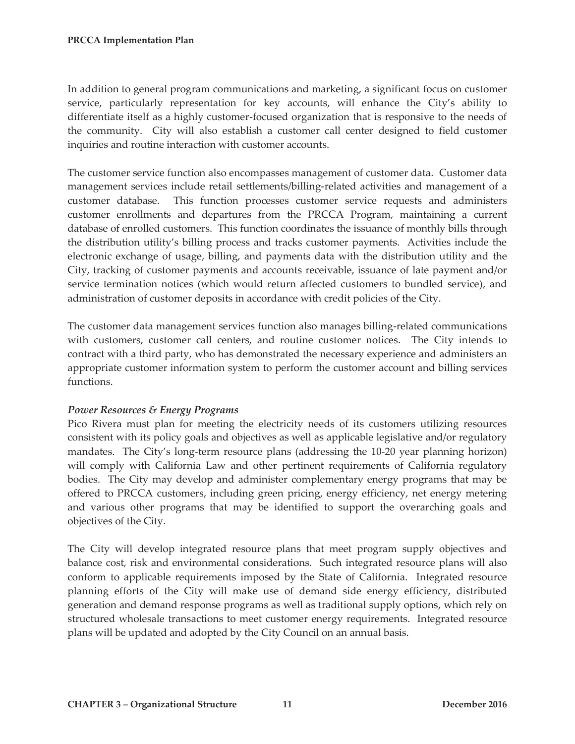In addition to general program communications and marketing, a significant focus on customer service, particularly representation for key accounts, will enhance the City's ability to differentiate itself as a highly customer-focused organization that is responsive to the needs of the community. City will also establish a customer call center designed to field customer inquiries and routine interaction with customer accounts.

The customer service function also encompasses management of customer data. Customer data management services include retail settlements/billing-related activities and management of a customer database. This function processes customer service requests and administers customer enrollments and departures from the PRCCA Program, maintaining a current database of enrolled customers. This function coordinates the issuance of monthly bills through the distribution utility's billing process and tracks customer payments. Activities include the electronic exchange of usage, billing, and payments data with the distribution utility and the City, tracking of customer payments and accounts receivable, issuance of late payment and/or service termination notices (which would return affected customers to bundled service), and administration of customer deposits in accordance with credit policies of the City.

The customer data management services function also manages billing-related communications with customers, customer call centers, and routine customer notices. The City intends to contract with a third party, who has demonstrated the necessary experience and administers an appropriate customer information system to perform the customer account and billing services functions.

*Power Resources & Energy Programs*

Pico Rivera must plan for meeting the electricity needs of its customers utilizing resources consistent with its policy goals and objectives as well as applicable legislative and/or regulatory mandates. The City's long-term resource plans (addressing the 10-20 year planning horizon) will comply with California Law and other pertinent requirements of California regulatory bodies. The City may develop and administer complementary energy programs that may be offered to PRCCA customers, including green pricing, energy efficiency, net energy metering and various other programs that may be identified to support the overarching goals and objectives of the City.

The City will develop integrated resource plans that meet program supply objectives and balance cost, risk and environmental considerations. Such integrated resource plans will also conform to applicable requirements imposed by the State of California. Integrated resource planning efforts of the City will make use of demand side energy efficiency, distributed generation and demand response programs as well as traditional supply options, which rely on structured wholesale transactions to meet customer energy requirements. Integrated resource plans will be updated and adopted by the City Council on an annual basis.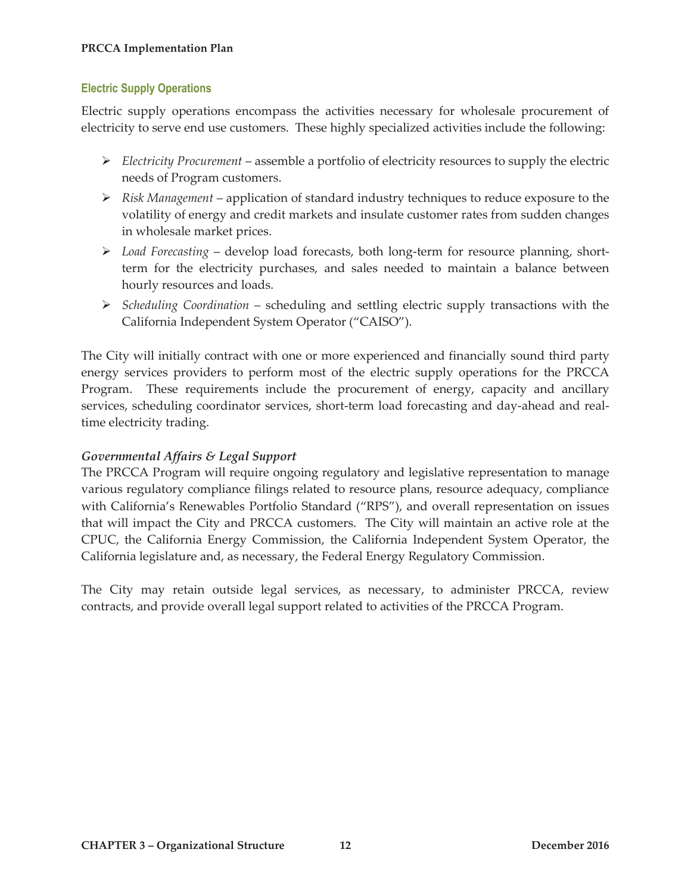### Electric Supply Operations

Electric supply operations encompass the activities necessary for wholesale procurement of electricity to serve end use customers. These highly specialized activities include the following:

- *Electricity Procurement* – assemble a portfolio of electricity resources to supply the electric needs of Program customers.
- *Risk Management* – application of standard industry techniques to reduce exposure to the volatility of energy and credit markets and insulate customer rates from sudden changes in wholesale market prices.
- *Load Forecasting* – develop load forecasts, both long-term for resource planning, short-term for the electricity purchases, and sales needed to maintain a balance between hourly resources and loads.
- *Scheduling Coordination* – scheduling and settling electric supply transactions with the California Independent System Operator ("CAISO").

The City will initially contract with one or more experienced and financially sound third party energy services providers to perform most of the electric supply operations for the PRCCA Program. These requirements include the procurement of energy, capacity and ancillary services, scheduling coordinator services, short-term load forecasting and day-ahead and real-time electricity trading.

### *Governmental Affairs & Legal Support*

The PRCCA Program will require ongoing regulatory and legislative representation to manage various regulatory compliance filings related to resource plans, resource adequacy, compliance with California's Renewables Portfolio Standard ("RPS"), and overall representation on issues that will impact the City and PRCCA customers. The City will maintain an active role at the CPUC, the California Energy Commission, the California Independent System Operator, the California legislature and, as necessary, the Federal Energy Regulatory Commission.

The City may retain outside legal services, as necessary, to administer PRCCA, review contracts, and provide overall legal support related to activities of the PRCCA Program.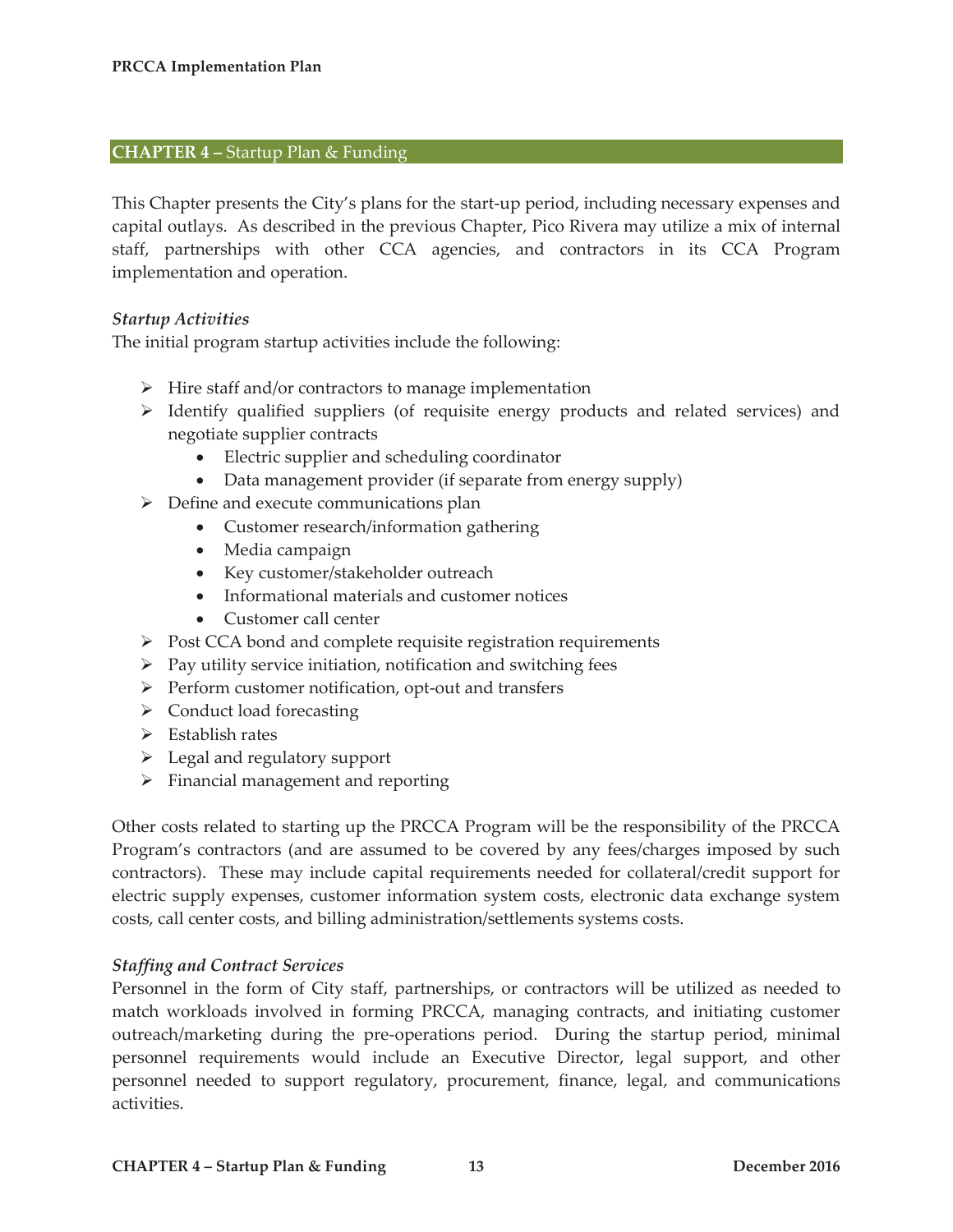## CHAPTER 4 – Startup Plan & Funding

This Chapter presents the City's plans for the start-up period, including necessary expenses and capital outlays. As described in the previous Chapter, Pico Rivera may utilize a mix of internal staff, partnerships with other CCA agencies, and contractors in its CCA Program implementation and operation.

### *Startup Activities*

The initial program startup activities include the following:

- Hire staff and/or contractors to manage implementation
- Identify qualified suppliers (of requisite energy products and related services) and negotiate supplier contracts
  - Electric supplier and scheduling coordinator
  - Data management provider (if separate from energy supply)
- Define and execute communications plan
  - Customer research/information gathering
  - Media campaign
  - Key customer/stakeholder outreach
  - Informational materials and customer notices
  - Customer call center
- Post CCA bond and complete requisite registration requirements
- Pay utility service initiation, notification and switching fees
- Perform customer notification, opt-out and transfers
- Conduct load forecasting
- Establish rates
- Legal and regulatory support
- Financial management and reporting

Other costs related to starting up the PRCCA Program will be the responsibility of the PRCCA Program's contractors (and are assumed to be covered by any fees/charges imposed by such contractors). These may include capital requirements needed for collateral/credit support for electric supply expenses, customer information system costs, electronic data exchange system costs, call center costs, and billing administration/settlements systems costs.

### *Staffing and Contract Services*

Personnel in the form of City staff, partnerships, or contractors will be utilized as needed to match workloads involved in forming PRCCA, managing contracts, and initiating customer outreach/marketing during the pre-operations period. During the startup period, minimal personnel requirements would include an Executive Director, legal support, and other personnel needed to support regulatory, procurement, finance, legal, and communications activities.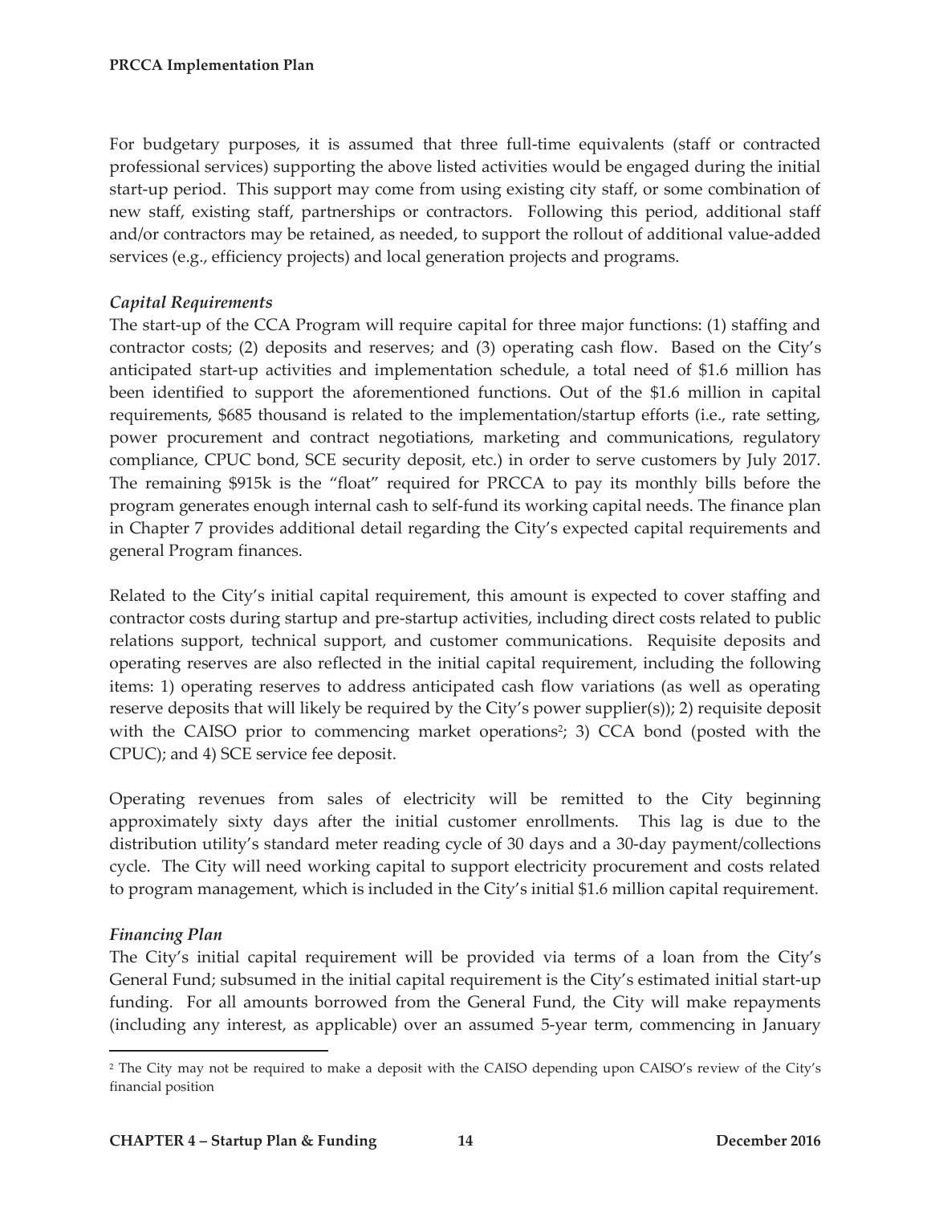For budgetary purposes, it is assumed that three full-time equivalents (staff or contracted professional services) supporting the above listed activities would be engaged during the initial start-up period. This support may come from using existing city staff, or some combination of new staff, existing staff, partnerships or contractors. Following this period, additional staff and/or contractors may be retained, as needed, to support the rollout of additional value-added services (e.g., efficiency projects) and local generation projects and programs.

### *Capital Requirements*

The start-up of the CCA Program will require capital for three major functions: (1) staffing and contractor costs; (2) deposits and reserves; and (3) operating cash flow. Based on the City's anticipated start-up activities and implementation schedule, a total need of $1.6 million has been identified to support the aforementioned functions. Out of the $1.6 million in capital requirements, $685 thousand is related to the implementation/startup efforts (i.e., rate setting, power procurement and contract negotiations, marketing and communications, regulatory compliance, CPUC bond, SCE security deposit, etc.) in order to serve customers by July 2017. The remaining $915k is the "float" required for PRCCA to pay its monthly bills before the program generates enough internal cash to self-fund its working capital needs. The finance plan in Chapter 7 provides additional detail regarding the City's expected capital requirements and general Program finances.

Related to the City's initial capital requirement, this amount is expected to cover staffing and contractor costs during startup and pre-startup activities, including direct costs related to public relations support, technical support, and customer communications. Requisite deposits and operating reserves are also reflected in the initial capital requirement, including the following items: 1) operating reserves to address anticipated cash flow variations (as well as operating reserve deposits that will likely be required by the City's power supplier(s)); 2) requisite deposit with the CAISO prior to commencing market operations[2]; 3) CCA bond (posted with the CPUC); and 4) SCE service fee deposit.

Operating revenues from sales of electricity will be remitted to the City beginning approximately sixty days after the initial customer enrollments. This lag is due to the distribution utility's standard meter reading cycle of 30 days and a 30-day payment/collections cycle. The City will need working capital to support electricity procurement and costs related to program management, which is included in the City's initial $1.6 million capital requirement.

### *Financing Plan*

The City's initial capital requirement will be provided via terms of a loan from the City's General Fund; subsumed in the initial capital requirement is the City's estimated initial start-up funding. For all amounts borrowed from the General Fund, the City will make repayments (including any interest, as applicable) over an assumed 5-year term, commencing in January

---

[2] The City may not be required to make a deposit with the CAISO depending upon CAISO's review of the City's financial position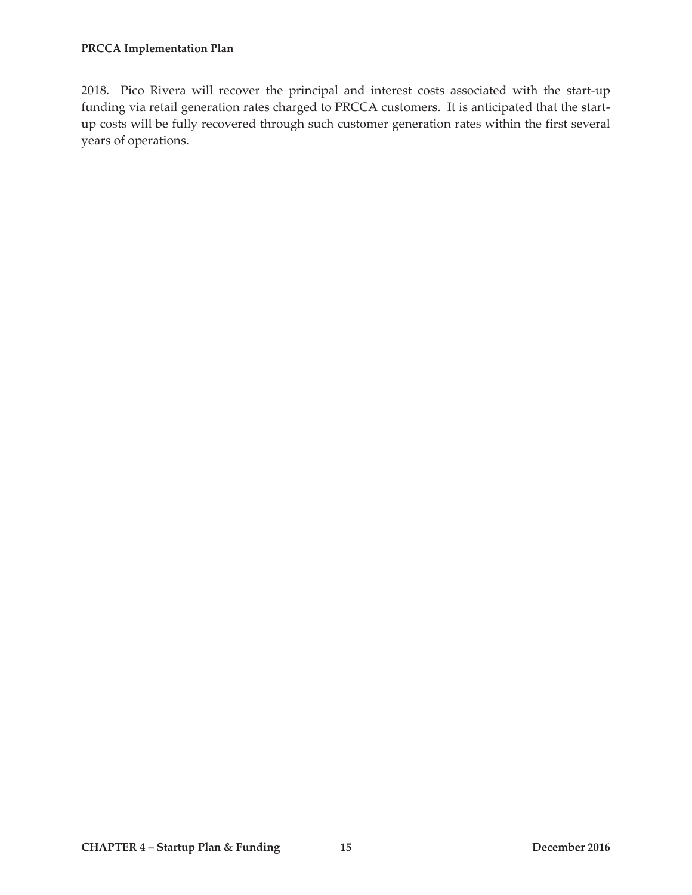2018. Pico Rivera will recover the principal and interest costs associated with the start-up funding via retail generation rates charged to PRCCA customers. It is anticipated that the start-up costs will be fully recovered through such customer generation rates within the first several years of operations.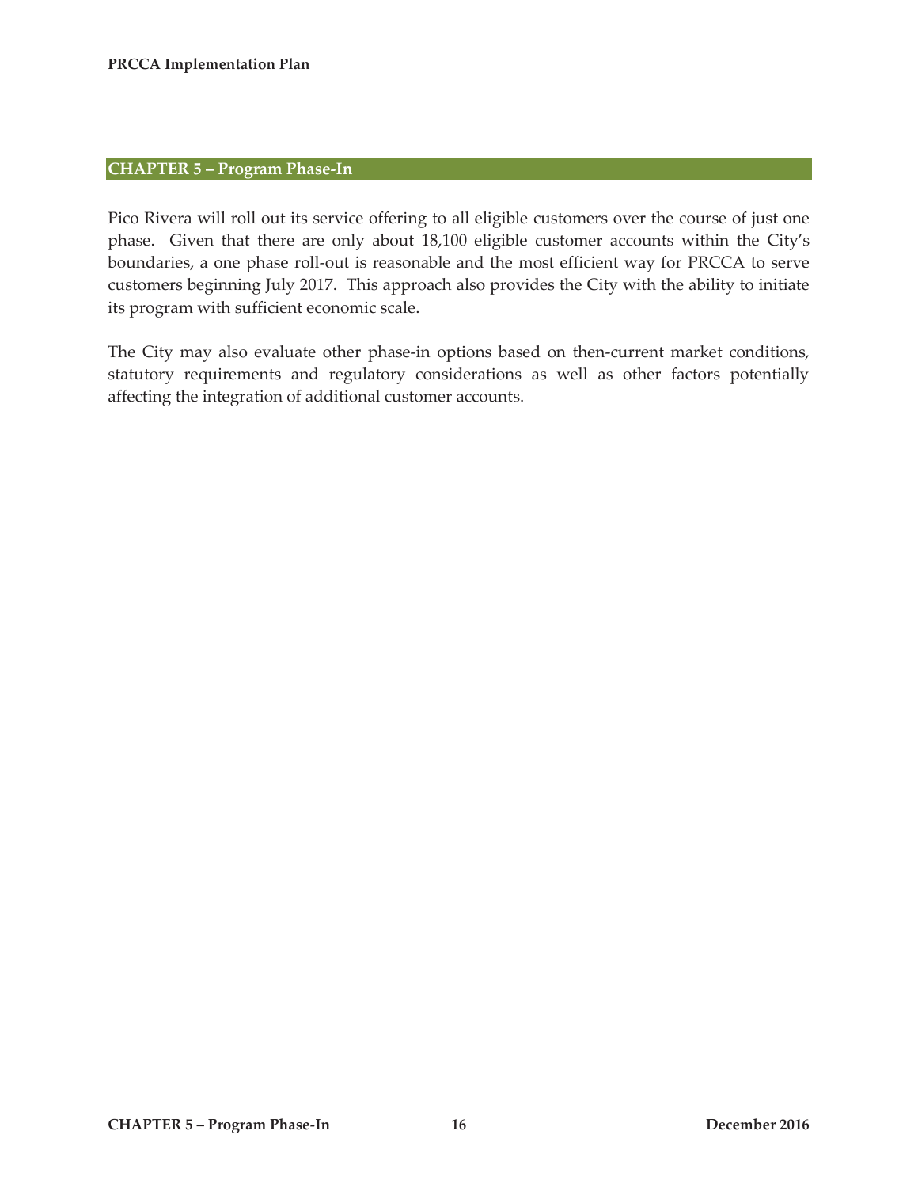## CHAPTER 5 – Program Phase-In

Pico Rivera will roll out its service offering to all eligible customers over the course of just one phase. Given that there are only about 18,100 eligible customer accounts within the City's boundaries, a one phase roll-out is reasonable and the most efficient way for PRCCA to serve customers beginning July 2017. This approach also provides the City with the ability to initiate its program with sufficient economic scale.

The City may also evaluate other phase-in options based on then-current market conditions, statutory requirements and regulatory considerations as well as other factors potentially affecting the integration of additional customer accounts.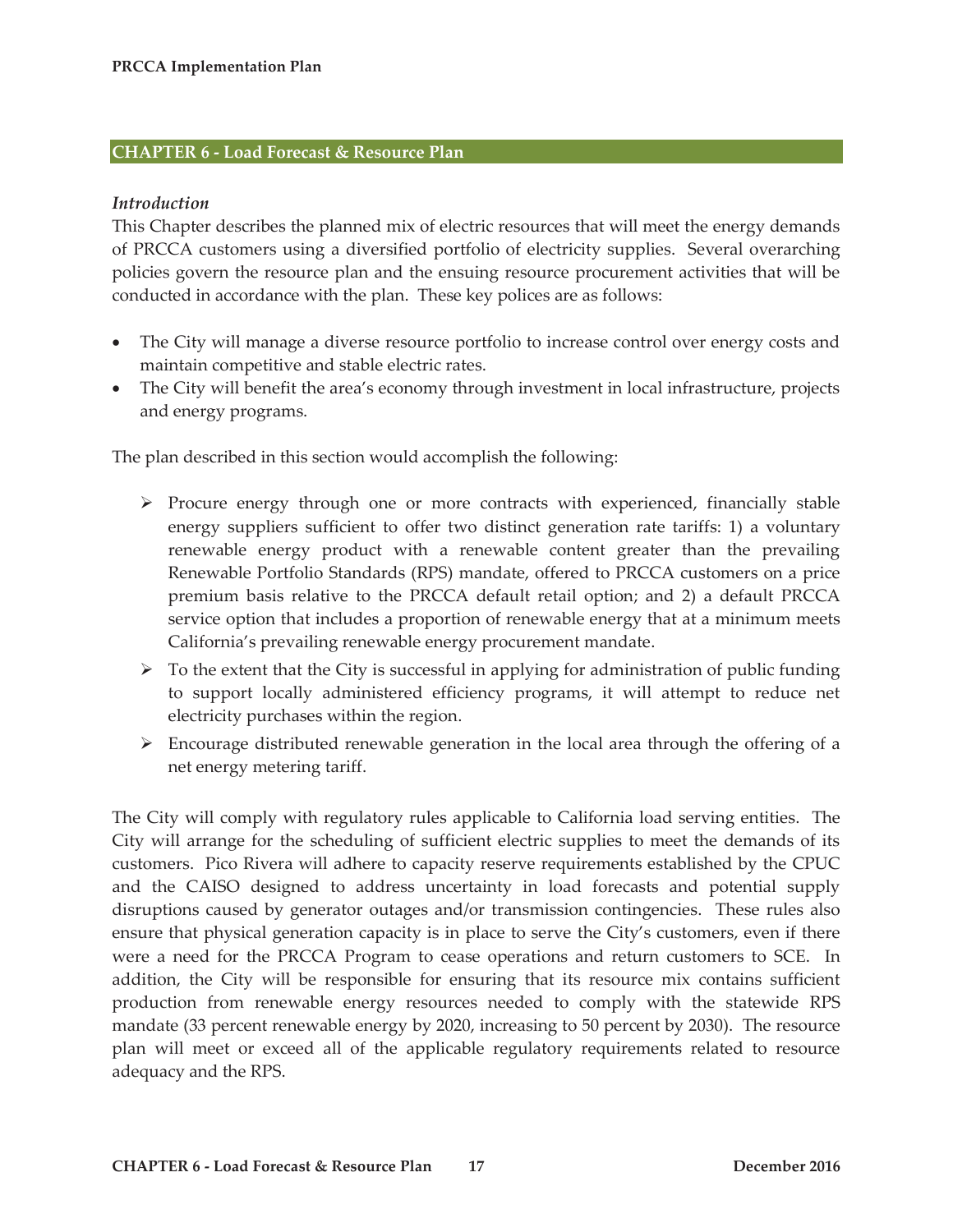## CHAPTER 6 - Load Forecast & Resource Plan

### *Introduction*

This Chapter describes the planned mix of electric resources that will meet the energy demands of PRCCA customers using a diversified portfolio of electricity supplies. Several overarching policies govern the resource plan and the ensuing resource procurement activities that will be conducted in accordance with the plan. These key polices are as follows:

- The City will manage a diverse resource portfolio to increase control over energy costs and maintain competitive and stable electric rates.
- The City will benefit the area's economy through investment in local infrastructure, projects and energy programs.

The plan described in this section would accomplish the following:

- Procure energy through one or more contracts with experienced, financially stable energy suppliers sufficient to offer two distinct generation rate tariffs: 1) a voluntary renewable energy product with a renewable content greater than the prevailing Renewable Portfolio Standards (RPS) mandate, offered to PRCCA customers on a price premium basis relative to the PRCCA default retail option; and 2) a default PRCCA service option that includes a proportion of renewable energy that at a minimum meets California's prevailing renewable energy procurement mandate.
- To the extent that the City is successful in applying for administration of public funding to support locally administered efficiency programs, it will attempt to reduce net electricity purchases within the region.
- Encourage distributed renewable generation in the local area through the offering of a net energy metering tariff.

The City will comply with regulatory rules applicable to California load serving entities. The City will arrange for the scheduling of sufficient electric supplies to meet the demands of its customers. Pico Rivera will adhere to capacity reserve requirements established by the CPUC and the CAISO designed to address uncertainty in load forecasts and potential supply disruptions caused by generator outages and/or transmission contingencies. These rules also ensure that physical generation capacity is in place to serve the City's customers, even if there were a need for the PRCCA Program to cease operations and return customers to SCE. In addition, the City will be responsible for ensuring that its resource mix contains sufficient production from renewable energy resources needed to comply with the statewide RPS mandate (33 percent renewable energy by 2020, increasing to 50 percent by 2030). The resource plan will meet or exceed all of the applicable regulatory requirements related to resource adequacy and the RPS.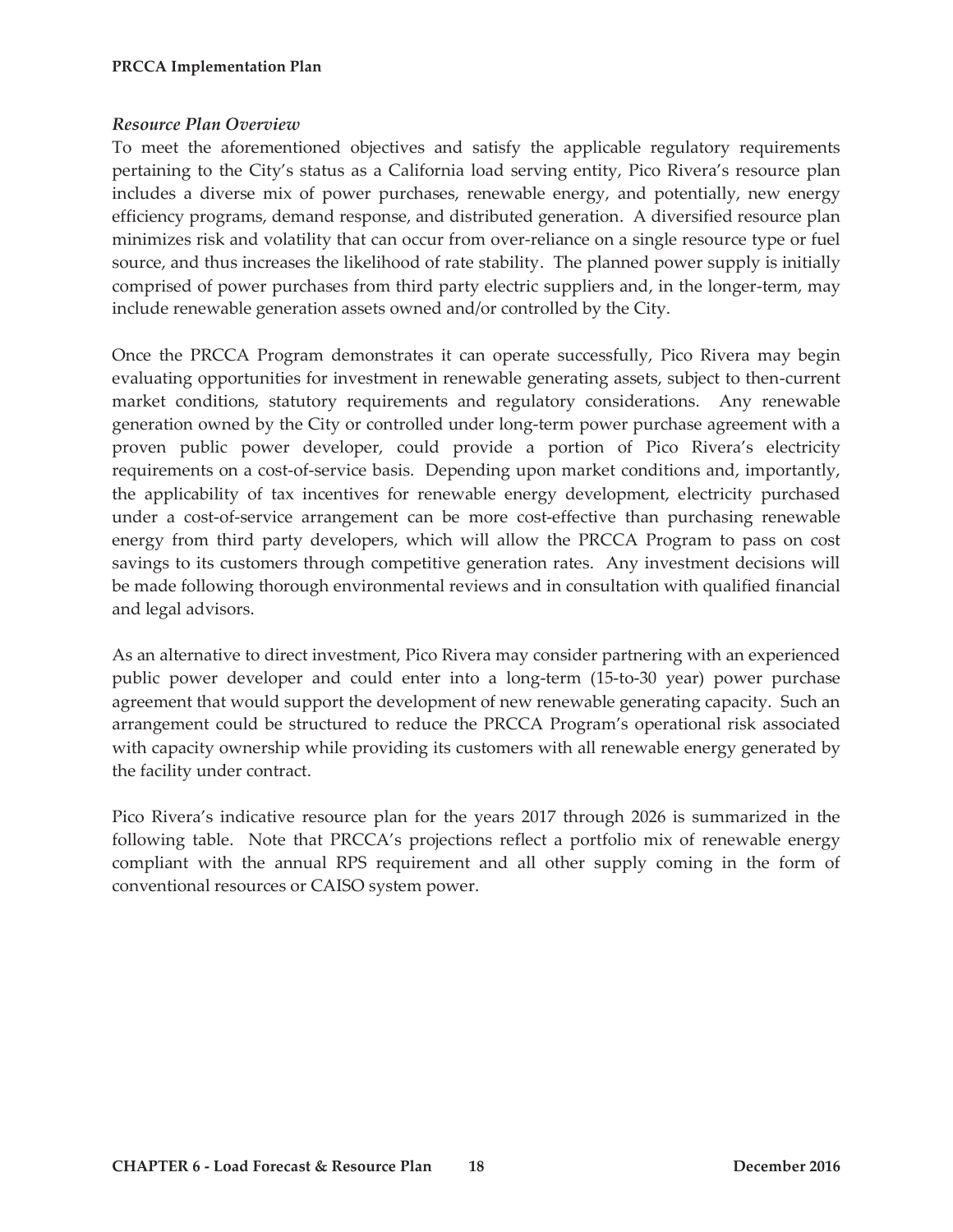*Resource Plan Overview*

To meet the aforementioned objectives and satisfy the applicable regulatory requirements pertaining to the City's status as a California load serving entity, Pico Rivera's resource plan includes a diverse mix of power purchases, renewable energy, and potentially, new energy efficiency programs, demand response, and distributed generation. A diversified resource plan minimizes risk and volatility that can occur from over-reliance on a single resource type or fuel source, and thus increases the likelihood of rate stability. The planned power supply is initially comprised of power purchases from third party electric suppliers and, in the longer-term, may include renewable generation assets owned and/or controlled by the City.

Once the PRCCA Program demonstrates it can operate successfully, Pico Rivera may begin evaluating opportunities for investment in renewable generating assets, subject to then-current market conditions, statutory requirements and regulatory considerations. Any renewable generation owned by the City or controlled under long-term power purchase agreement with a proven public power developer, could provide a portion of Pico Rivera's electricity requirements on a cost-of-service basis. Depending upon market conditions and, importantly, the applicability of tax incentives for renewable energy development, electricity purchased under a cost-of-service arrangement can be more cost-effective than purchasing renewable energy from third party developers, which will allow the PRCCA Program to pass on cost savings to its customers through competitive generation rates. Any investment decisions will be made following thorough environmental reviews and in consultation with qualified financial and legal advisors.

As an alternative to direct investment, Pico Rivera may consider partnering with an experienced public power developer and could enter into a long-term (15-to-30 year) power purchase agreement that would support the development of new renewable generating capacity. Such an arrangement could be structured to reduce the PRCCA Program's operational risk associated with capacity ownership while providing its customers with all renewable energy generated by the facility under contract.

Pico Rivera's indicative resource plan for the years 2017 through 2026 is summarized in the following table. Note that PRCCA's projections reflect a portfolio mix of renewable energy compliant with the annual RPS requirement and all other supply coming in the form of conventional resources or CAISO system power.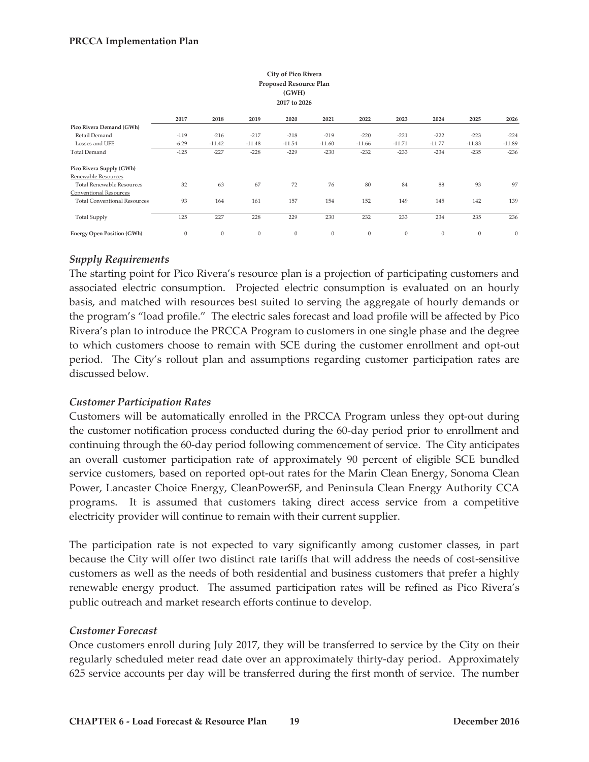**City of Pico Rivera**
**Proposed Resource Plan**
**(GWH)**
**2017 to 2026**

| | 2017 | 2018 | 2019 | 2020 | 2021 | 2022 | 2023 | 2024 | 2025 | 2026 |
|---|---|---|---|---|---|---|---|---|---|---|
| **Pico Rivera Demand (GWh)** | | | | | | | | | | |
| Retail Demand | -119 | -216 | -217 | -218 | -219 | -220 | -221 | -222 | -223 | -224 |
| Losses and UFE | -6.29 | -11.42 | -11.48 | -11.54 | -11.60 | -11.66 | -11.71 | -11.77 | -11.83 | -11.89 |
| Total Demand | -125 | -227 | -228 | -229 | -230 | -232 | -233 | -234 | -235 | -236 |
| **Pico Rivera Supply (GWh)** | | | | | | | | | | |
| Renewable Resources | | | | | | | | | | |
| Total Renewable Resources | 32 | 63 | 67 | 72 | 76 | 80 | 84 | 88 | 93 | 97 |
| Conventional Resources | | | | | | | | | | |
| Total Conventional Resources | 93 | 164 | 161 | 157 | 154 | 152 | 149 | 145 | 142 | 139 |
| Total Supply | 125 | 227 | 228 | 229 | 230 | 232 | 233 | 234 | 235 | 236 |
| **Energy Open Position (GWh)** | 0 | 0 | 0 | 0 | 0 | 0 | 0 | 0 | 0 | 0 |

### *Supply Requirements*

The starting point for Pico Rivera's resource plan is a projection of participating customers and associated electric consumption. Projected electric consumption is evaluated on an hourly basis, and matched with resources best suited to serving the aggregate of hourly demands or the program's "load profile." The electric sales forecast and load profile will be affected by Pico Rivera's plan to introduce the PRCCA Program to customers in one single phase and the degree to which customers choose to remain with SCE during the customer enrollment and opt-out period. The City's rollout plan and assumptions regarding customer participation rates are discussed below.

### *Customer Participation Rates*

Customers will be automatically enrolled in the PRCCA Program unless they opt-out during the customer notification process conducted during the 60-day period prior to enrollment and continuing through the 60-day period following commencement of service. The City anticipates an overall customer participation rate of approximately 90 percent of eligible SCE bundled service customers, based on reported opt-out rates for the Marin Clean Energy, Sonoma Clean Power, Lancaster Choice Energy, CleanPowerSF, and Peninsula Clean Energy Authority CCA programs. It is assumed that customers taking direct access service from a competitive electricity provider will continue to remain with their current supplier.

The participation rate is not expected to vary significantly among customer classes, in part because the City will offer two distinct rate tariffs that will address the needs of cost-sensitive customers as well as the needs of both residential and business customers that prefer a highly renewable energy product. The assumed participation rates will be refined as Pico Rivera's public outreach and market research efforts continue to develop.

### *Customer Forecast*

Once customers enroll during July 2017, they will be transferred to service by the City on their regularly scheduled meter read date over an approximately thirty-day period. Approximately 625 service accounts per day will be transferred during the first month of service. The number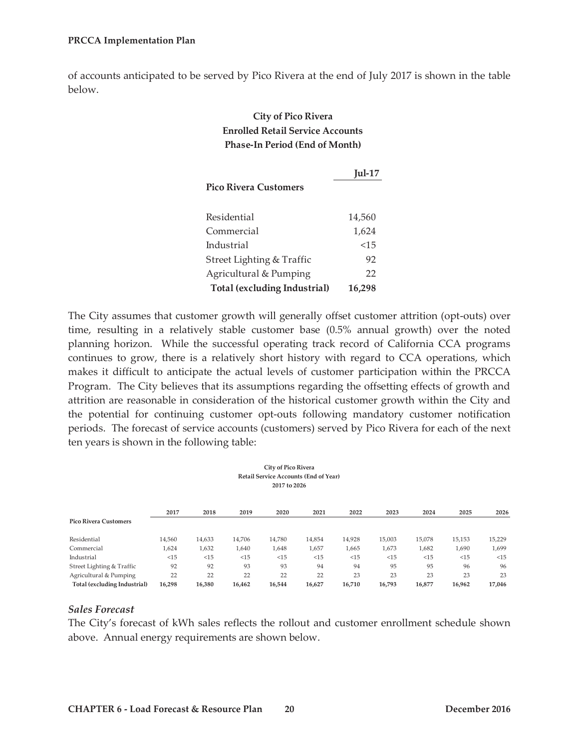of accounts anticipated to be served by Pico Rivera at the end of July 2017 is shown in the table below.

**City of Pico Rivera**
**Enrolled Retail Service Accounts**
**Phase-In Period (End of Month)**

| | **Jul-17** |
|---|---|
| **Pico Rivera Customers** | |
| Residential | 14,560 |
| Commercial | 1,624 |
| Industrial | <15 |
| Street Lighting & Traffic | 92 |
| Agricultural & Pumping | 22 |
| **Total (excluding Industrial)** | **16,298** |

The City assumes that customer growth will generally offset customer attrition (opt-outs) over time, resulting in a relatively stable customer base (0.5% annual growth) over the noted planning horizon. While the successful operating track record of California CCA programs continues to grow, there is a relatively short history with regard to CCA operations, which makes it difficult to anticipate the actual levels of customer participation within the PRCCA Program. The City believes that its assumptions regarding the offsetting effects of growth and attrition are reasonable in consideration of the historical customer growth within the City and the potential for continuing customer opt-outs following mandatory customer notification periods. The forecast of service accounts (customers) served by Pico Rivera for each of the next ten years is shown in the following table:

**City of Pico Rivera**
**Retail Service Accounts (End of Year)**
**2017 to 2026**

| | 2017 | 2018 | 2019 | 2020 | 2021 | 2022 | 2023 | 2024 | 2025 | 2026 |
|---|---|---|---|---|---|---|---|---|---|---|
| **Pico Rivera Customers** | | | | | | | | | | |
| Residential | 14,560 | 14,633 | 14,706 | 14,780 | 14,854 | 14,928 | 15,003 | 15,078 | 15,153 | 15,229 |
| Commercial | 1,624 | 1,632 | 1,640 | 1,648 | 1,657 | 1,665 | 1,673 | 1,682 | 1,690 | 1,699 |
| Industrial | <15 | <15 | <15 | <15 | <15 | <15 | <15 | <15 | <15 | <15 |
| Street Lighting & Traffic | 92 | 92 | 93 | 93 | 94 | 94 | 95 | 95 | 96 | 96 |
| Agricultural & Pumping | 22 | 22 | 22 | 22 | 22 | 23 | 23 | 23 | 23 | 23 |
| **Total (excluding Industrial)** | **16,298** | **16,380** | **16,462** | **16,544** | **16,627** | **16,710** | **16,793** | **16,877** | **16,962** | **17,046** |

### *Sales Forecast*

The City's forecast of kWh sales reflects the rollout and customer enrollment schedule shown above. Annual energy requirements are shown below.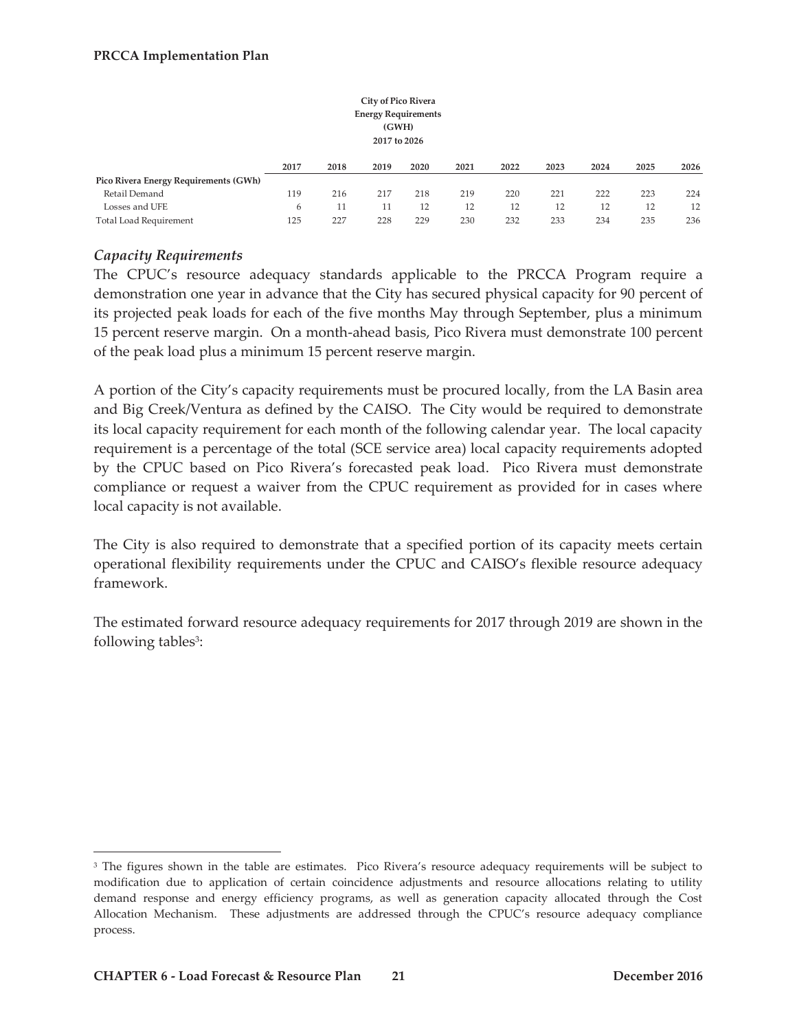| City of Pico Rivera Energy Requirements (GWH) 2017 to 2026 | | | | | | | | | | |
|---|---|---|---|---|---|---|---|---|---|---|
| | 2017 | 2018 | 2019 | 2020 | 2021 | 2022 | 2023 | 2024 | 2025 | 2026 |
| **Pico Rivera Energy Requirements (GWh)** | | | | | | | | | | |
| Retail Demand | 119 | 216 | 217 | 218 | 219 | 220 | 221 | 222 | 223 | 224 |
| Losses and UFE | 6 | 11 | 11 | 12 | 12 | 12 | 12 | 12 | 12 | 12 |
| Total Load Requirement | 125 | 227 | 228 | 229 | 230 | 232 | 233 | 234 | 235 | 236 |

### *Capacity Requirements*

The CPUC's resource adequacy standards applicable to the PRCCA Program require a demonstration one year in advance that the City has secured physical capacity for 90 percent of its projected peak loads for each of the five months May through September, plus a minimum 15 percent reserve margin. On a month-ahead basis, Pico Rivera must demonstrate 100 percent of the peak load plus a minimum 15 percent reserve margin.

A portion of the City's capacity requirements must be procured locally, from the LA Basin area and Big Creek/Ventura as defined by the CAISO. The City would be required to demonstrate its local capacity requirement for each month of the following calendar year. The local capacity requirement is a percentage of the total (SCE service area) local capacity requirements adopted by the CPUC based on Pico Rivera's forecasted peak load. Pico Rivera must demonstrate compliance or request a waiver from the CPUC requirement as provided for in cases where local capacity is not available.

The City is also required to demonstrate that a specified portion of its capacity meets certain operational flexibility requirements under the CPUC and CAISO's flexible resource adequacy framework.

The estimated forward resource adequacy requirements for 2017 through 2019 are shown in the following tables[3]:

[3] The figures shown in the table are estimates. Pico Rivera's resource adequacy requirements will be subject to modification due to application of certain coincidence adjustments and resource allocations relating to utility demand response and energy efficiency programs, as well as generation capacity allocated through the Cost Allocation Mechanism. These adjustments are addressed through the CPUC's resource adequacy compliance process.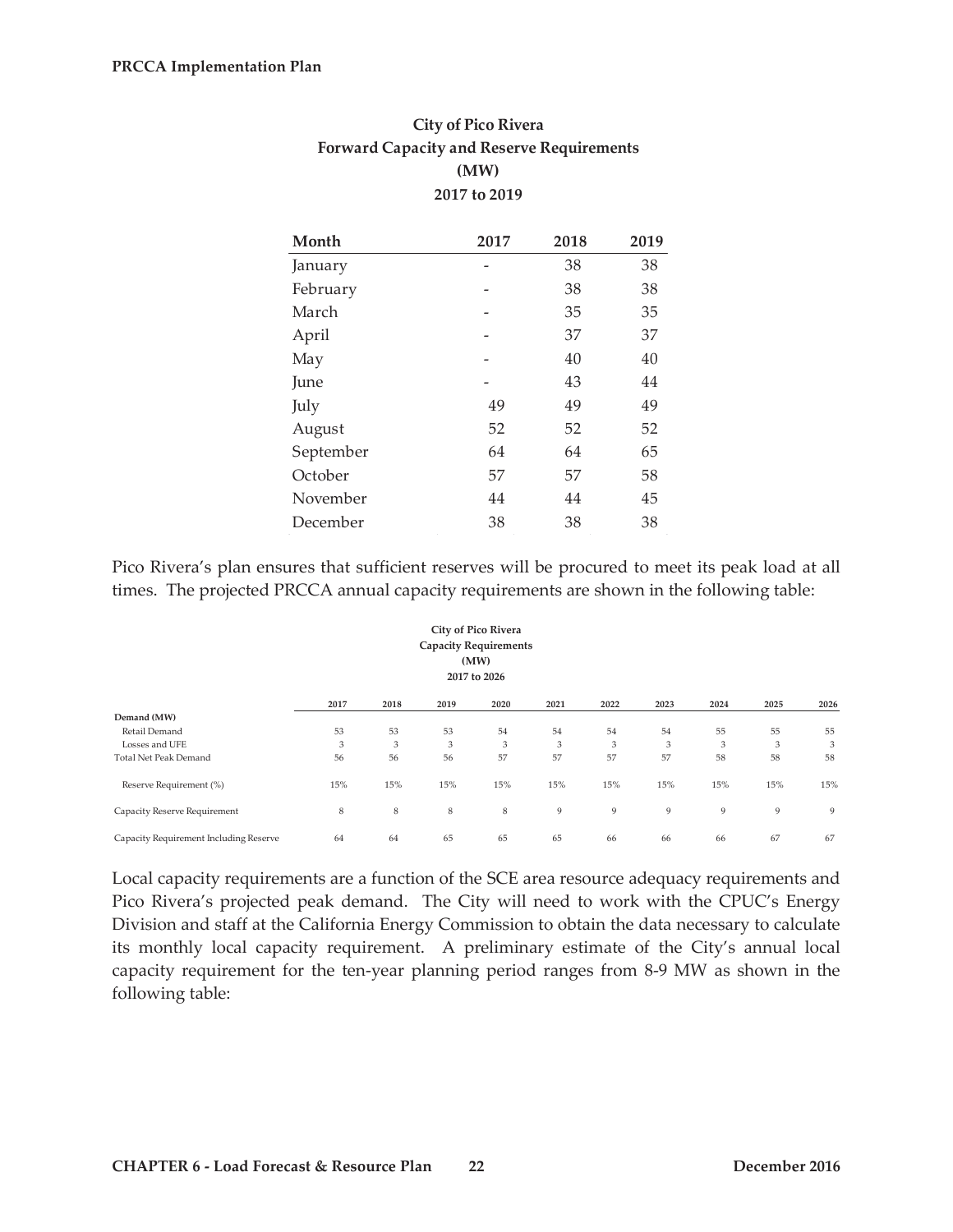**City of Pico Rivera**
**Forward Capacity and Reserve Requirements**
**(MW)**
**2017 to 2019**

| Month | 2017 | 2018 | 2019 |
|---|---|---|---|
| January | - | 38 | 38 |
| February | - | 38 | 38 |
| March | - | 35 | 35 |
| April | - | 37 | 37 |
| May | - | 40 | 40 |
| June | - | 43 | 44 |
| July | 49 | 49 | 49 |
| August | 52 | 52 | 52 |
| September | 64 | 64 | 65 |
| October | 57 | 57 | 58 |
| November | 44 | 44 | 45 |
| December | 38 | 38 | 38 |

Pico Rivera's plan ensures that sufficient reserves will be procured to meet its peak load at all times. The projected PRCCA annual capacity requirements are shown in the following table:

**City of Pico Rivera**
**Capacity Requirements**
**(MW)**
**2017 to 2026**

| | 2017 | 2018 | 2019 | 2020 | 2021 | 2022 | 2023 | 2024 | 2025 | 2026 |
|---|---|---|---|---|---|---|---|---|---|---|
| **Demand (MW)** | | | | | | | | | | |
| Retail Demand | 53 | 53 | 53 | 54 | 54 | 54 | 54 | 55 | 55 | 55 |
| Losses and UFE | 3 | 3 | 3 | 3 | 3 | 3 | 3 | 3 | 3 | 3 |
| Total Net Peak Demand | 56 | 56 | 56 | 57 | 57 | 57 | 57 | 58 | 58 | 58 |
| Reserve Requirement (%) | 15% | 15% | 15% | 15% | 15% | 15% | 15% | 15% | 15% | 15% |
| Capacity Reserve Requirement | 8 | 8 | 8 | 8 | 9 | 9 | 9 | 9 | 9 | 9 |
| Capacity Requirement Including Reserve | 64 | 64 | 65 | 65 | 65 | 66 | 66 | 66 | 67 | 67 |

Local capacity requirements are a function of the SCE area resource adequacy requirements and Pico Rivera's projected peak demand. The City will need to work with the CPUC's Energy Division and staff at the California Energy Commission to obtain the data necessary to calculate its monthly local capacity requirement. A preliminary estimate of the City's annual local capacity requirement for the ten-year planning period ranges from 8-9 MW as shown in the following table: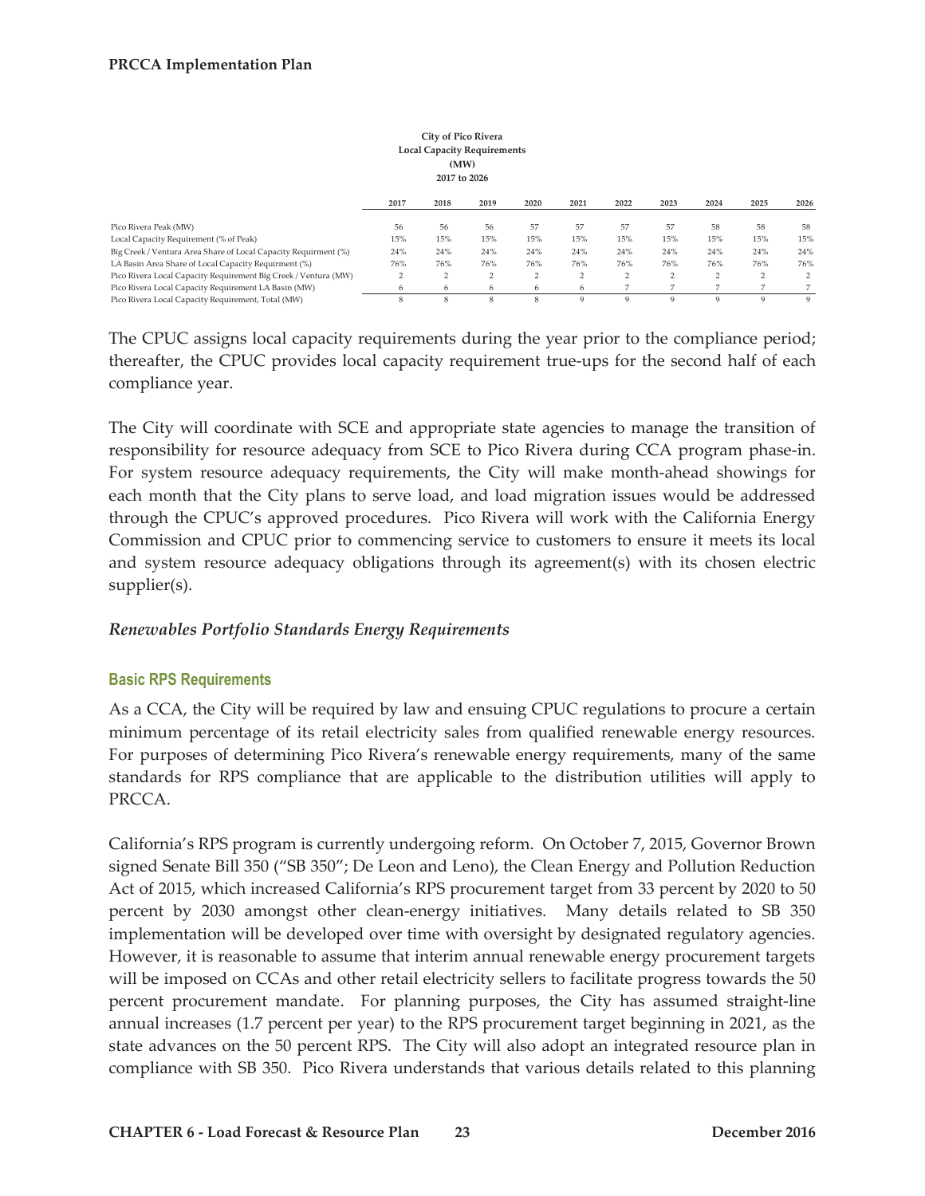**City of Pico Rivera**
**Local Capacity Requirements**
**(MW)**
**2017 to 2026**

| | 2017 | 2018 | 2019 | 2020 | 2021 | 2022 | 2023 | 2024 | 2025 | 2026 |
|---|---|---|---|---|---|---|---|---|---|---|
| Pico Rivera Peak (MW) | 56 | 56 | 56 | 57 | 57 | 57 | 57 | 58 | 58 | 58 |
| Local Capacity Requirement (% of Peak) | 15% | 15% | 15% | 15% | 15% | 15% | 15% | 15% | 15% | 15% |
| Big Creek / Ventura Area Share of Local Capacity Requirment (%) | 24% | 24% | 24% | 24% | 24% | 24% | 24% | 24% | 24% | 24% |
| LA Basin Area Share of Local Capacity Requirment (%) | 76% | 76% | 76% | 76% | 76% | 76% | 76% | 76% | 76% | 76% |
| Pico Rivera Local Capacity Requirement Big Creek / Ventura (MW) | 2 | 2 | 2 | 2 | 2 | 2 | 2 | 2 | 2 | 2 |
| Pico Rivera Local Capacity Requirement LA Basin (MW) | 6 | 6 | 6 | 6 | 6 | 6 | 7 | 7 | 7 | 7 |
| Pico Rivera Local Capacity Requirement, Total (MW) | 8 | 8 | 8 | 8 | 9 | 9 | 9 | 9 | 9 | 9 |

The CPUC assigns local capacity requirements during the year prior to the compliance period; thereafter, the CPUC provides local capacity requirement true-ups for the second half of each compliance year.

The City will coordinate with SCE and appropriate state agencies to manage the transition of responsibility for resource adequacy from SCE to Pico Rivera during CCA program phase-in. For system resource adequacy requirements, the City will make month-ahead showings for each month that the City plans to serve load, and load migration issues would be addressed through the CPUC's approved procedures. Pico Rivera will work with the California Energy Commission and CPUC prior to commencing service to customers to ensure it meets its local and system resource adequacy obligations through its agreement(s) with its chosen electric supplier(s).

### *Renewables Portfolio Standards Energy Requirements*

#### Basic RPS Requirements

As a CCA, the City will be required by law and ensuing CPUC regulations to procure a certain minimum percentage of its retail electricity sales from qualified renewable energy resources. For purposes of determining Pico Rivera's renewable energy requirements, many of the same standards for RPS compliance that are applicable to the distribution utilities will apply to PRCCA.

California's RPS program is currently undergoing reform. On October 7, 2015, Governor Brown signed Senate Bill 350 ("SB 350"; De Leon and Leno), the Clean Energy and Pollution Reduction Act of 2015, which increased California's RPS procurement target from 33 percent by 2020 to 50 percent by 2030 amongst other clean-energy initiatives. Many details related to SB 350 implementation will be developed over time with oversight by designated regulatory agencies. However, it is reasonable to assume that interim annual renewable energy procurement targets will be imposed on CCAs and other retail electricity sellers to facilitate progress towards the 50 percent procurement mandate. For planning purposes, the City has assumed straight-line annual increases (1.7 percent per year) to the RPS procurement target beginning in 2021, as the state advances on the 50 percent RPS. The City will also adopt an integrated resource plan in compliance with SB 350. Pico Rivera understands that various details related to this planning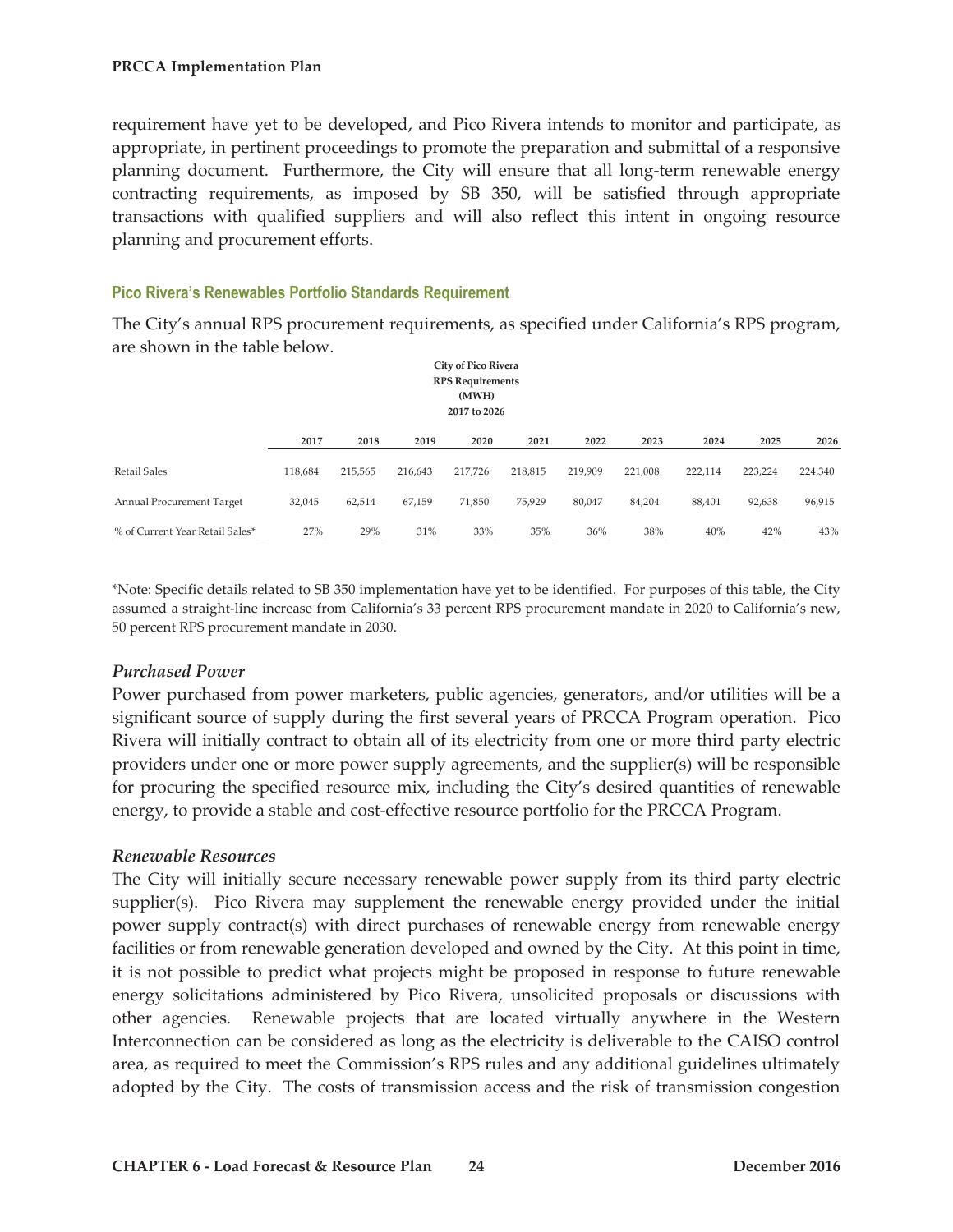requirement have yet to be developed, and Pico Rivera intends to monitor and participate, as appropriate, in pertinent proceedings to promote the preparation and submittal of a responsive planning document. Furthermore, the City will ensure that all long-term renewable energy contracting requirements, as imposed by SB 350, will be satisfied through appropriate transactions with qualified suppliers and will also reflect this intent in ongoing resource planning and procurement efforts.

### Pico Rivera's Renewables Portfolio Standards Requirement

The City's annual RPS procurement requirements, as specified under California's RPS program, are shown in the table below.

**City of Pico Rivera**
**RPS Requirements**
**(MWH)**
**2017 to 2026**

| | 2017 | 2018 | 2019 | 2020 | 2021 | 2022 | 2023 | 2024 | 2025 | 2026 |
|---|---|---|---|---|---|---|---|---|---|---|
| Retail Sales | 118,684 | 215,565 | 216,643 | 217,726 | 218,815 | 219,909 | 221,008 | 222,114 | 223,224 | 224,340 |
| Annual Procurement Target | 32,045 | 62,514 | 67,159 | 71,850 | 75,929 | 80,047 | 84,204 | 88,401 | 92,638 | 96,915 |
| % of Current Year Retail Sales* | 27% | 29% | 31% | 33% | 35% | 36% | 38% | 40% | 42% | 43% |

*Note: Specific details related to SB 350 implementation have yet to be identified. For purposes of this table, the City assumed a straight-line increase from California's 33 percent RPS procurement mandate in 2020 to California's new, 50 percent RPS procurement mandate in 2030.

#### *Purchased Power*

Power purchased from power marketers, public agencies, generators, and/or utilities will be a significant source of supply during the first several years of PRCCA Program operation. Pico Rivera will initially contract to obtain all of its electricity from one or more third party electric providers under one or more power supply agreements, and the supplier(s) will be responsible for procuring the specified resource mix, including the City's desired quantities of renewable energy, to provide a stable and cost-effective resource portfolio for the PRCCA Program.

#### *Renewable Resources*

The City will initially secure necessary renewable power supply from its third party electric supplier(s). Pico Rivera may supplement the renewable energy provided under the initial power supply contract(s) with direct purchases of renewable energy from renewable energy facilities or from renewable generation developed and owned by the City. At this point in time, it is not possible to predict what projects might be proposed in response to future renewable energy solicitations administered by Pico Rivera, unsolicited proposals or discussions with other agencies. Renewable projects that are located virtually anywhere in the Western Interconnection can be considered as long as the electricity is deliverable to the CAISO control area, as required to meet the Commission's RPS rules and any additional guidelines ultimately adopted by the City. The costs of transmission access and the risk of transmission congestion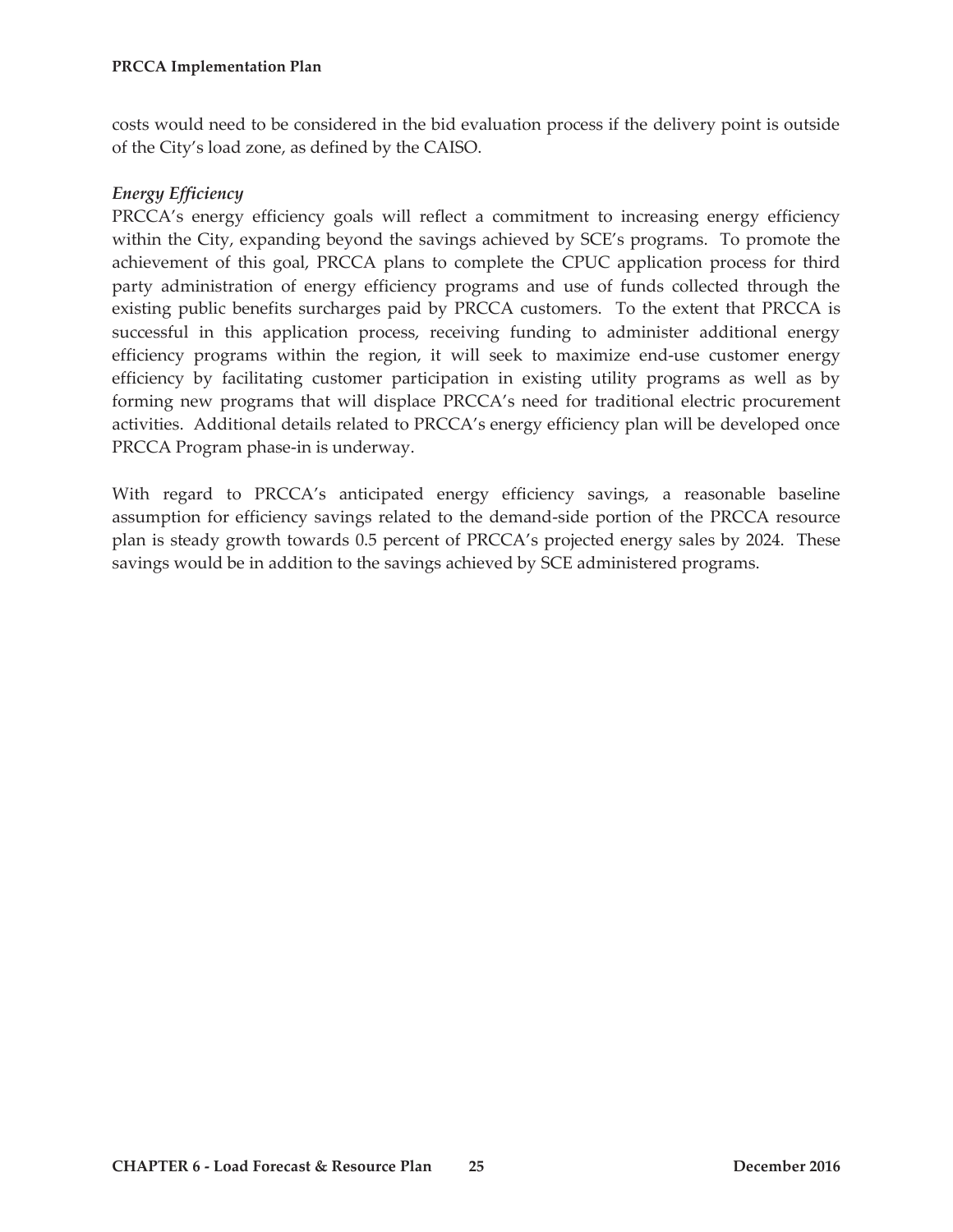costs would need to be considered in the bid evaluation process if the delivery point is outside of the City's load zone, as defined by the CAISO.

*Energy Efficiency*

PRCCA's energy efficiency goals will reflect a commitment to increasing energy efficiency within the City, expanding beyond the savings achieved by SCE's programs. To promote the achievement of this goal, PRCCA plans to complete the CPUC application process for third party administration of energy efficiency programs and use of funds collected through the existing public benefits surcharges paid by PRCCA customers. To the extent that PRCCA is successful in this application process, receiving funding to administer additional energy efficiency programs within the region, it will seek to maximize end-use customer energy efficiency by facilitating customer participation in existing utility programs as well as by forming new programs that will displace PRCCA's need for traditional electric procurement activities. Additional details related to PRCCA's energy efficiency plan will be developed once PRCCA Program phase-in is underway.

With regard to PRCCA's anticipated energy efficiency savings, a reasonable baseline assumption for efficiency savings related to the demand-side portion of the PRCCA resource plan is steady growth towards 0.5 percent of PRCCA's projected energy sales by 2024. These savings would be in addition to the savings achieved by SCE administered programs.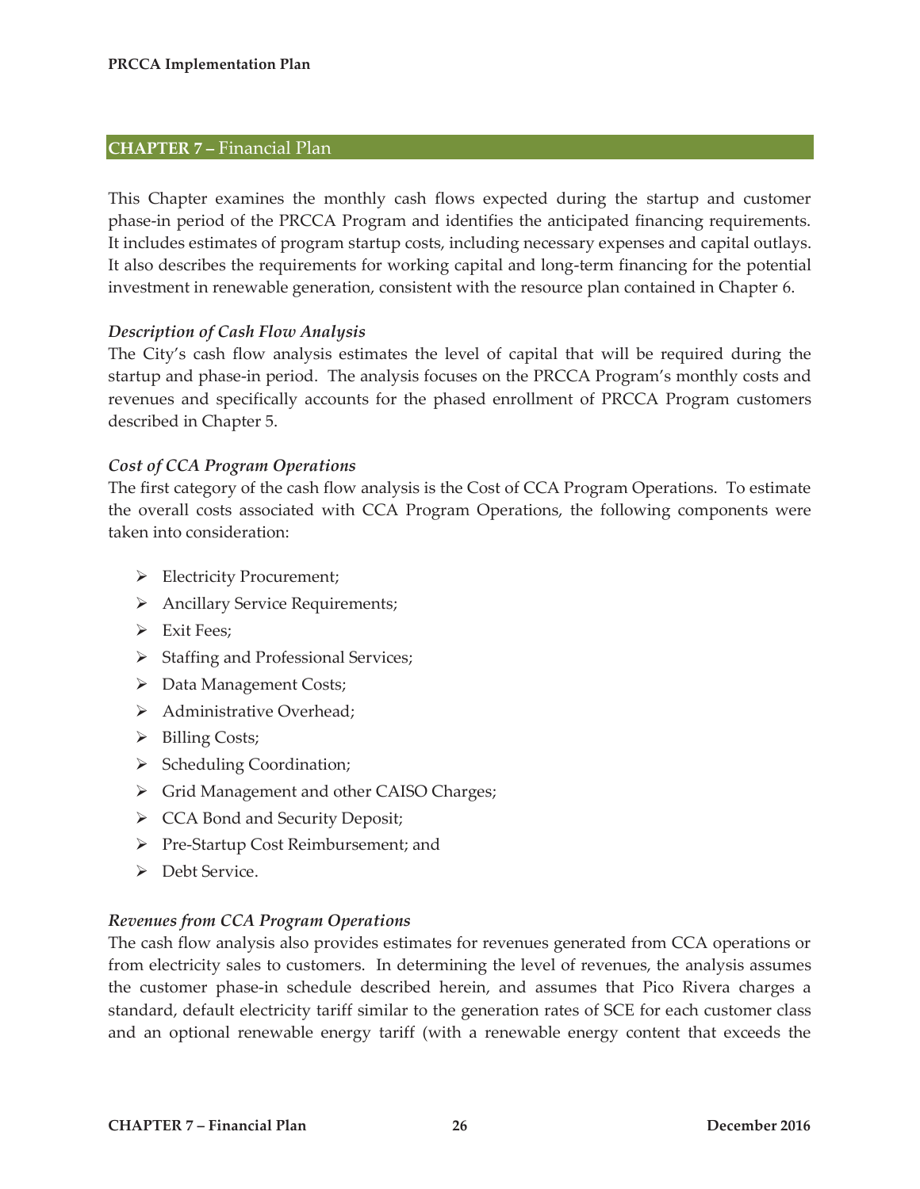## CHAPTER 7 – Financial Plan

This Chapter examines the monthly cash flows expected during the startup and customer phase-in period of the PRCCA Program and identifies the anticipated financing requirements. It includes estimates of program startup costs, including necessary expenses and capital outlays. It also describes the requirements for working capital and long-term financing for the potential investment in renewable generation, consistent with the resource plan contained in Chapter 6.

### *Description of Cash Flow Analysis*

The City's cash flow analysis estimates the level of capital that will be required during the startup and phase-in period. The analysis focuses on the PRCCA Program's monthly costs and revenues and specifically accounts for the phased enrollment of PRCCA Program customers described in Chapter 5.

### *Cost of CCA Program Operations*

The first category of the cash flow analysis is the Cost of CCA Program Operations. To estimate the overall costs associated with CCA Program Operations, the following components were taken into consideration:

- Electricity Procurement;
- Ancillary Service Requirements;
- Exit Fees;
- Staffing and Professional Services;
- Data Management Costs;
- Administrative Overhead;
- Billing Costs;
- Scheduling Coordination;
- Grid Management and other CAISO Charges;
- CCA Bond and Security Deposit;
- Pre-Startup Cost Reimbursement; and
- Debt Service.

### *Revenues from CCA Program Operations*

The cash flow analysis also provides estimates for revenues generated from CCA operations or from electricity sales to customers. In determining the level of revenues, the analysis assumes the customer phase-in schedule described herein, and assumes that Pico Rivera charges a standard, default electricity tariff similar to the generation rates of SCE for each customer class and an optional renewable energy tariff (with a renewable energy content that exceeds the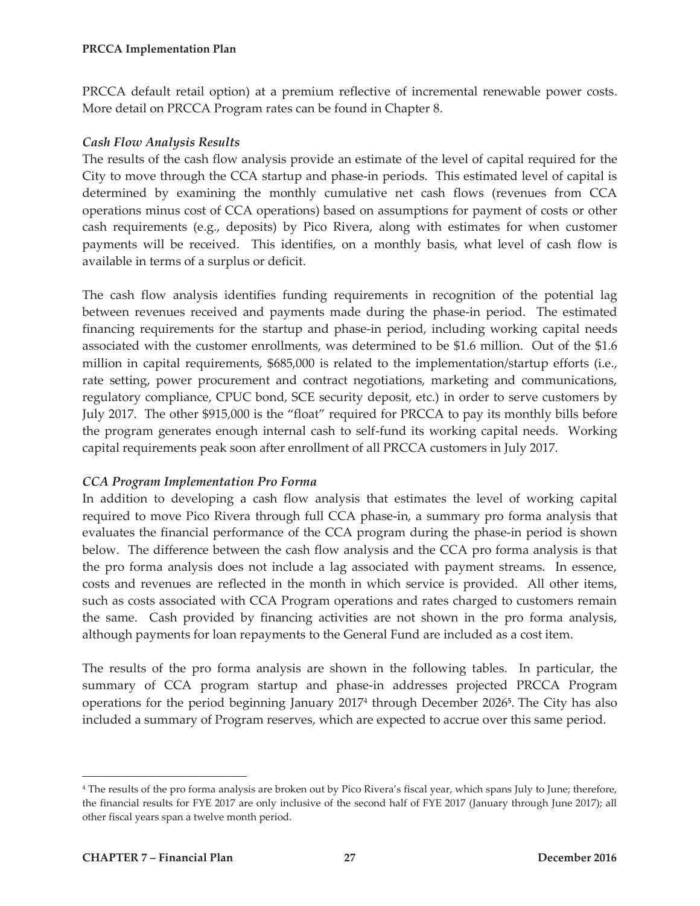PRCCA default retail option) at a premium reflective of incremental renewable power costs. More detail on PRCCA Program rates can be found in Chapter 8.

### *Cash Flow Analysis Results*

The results of the cash flow analysis provide an estimate of the level of capital required for the City to move through the CCA startup and phase-in periods. This estimated level of capital is determined by examining the monthly cumulative net cash flows (revenues from CCA operations minus cost of CCA operations) based on assumptions for payment of costs or other cash requirements (e.g., deposits) by Pico Rivera, along with estimates for when customer payments will be received. This identifies, on a monthly basis, what level of cash flow is available in terms of a surplus or deficit.

The cash flow analysis identifies funding requirements in recognition of the potential lag between revenues received and payments made during the phase-in period. The estimated financing requirements for the startup and phase-in period, including working capital needs associated with the customer enrollments, was determined to be $1.6 million. Out of the $1.6 million in capital requirements, $685,000 is related to the implementation/startup efforts (i.e., rate setting, power procurement and contract negotiations, marketing and communications, regulatory compliance, CPUC bond, SCE security deposit, etc.) in order to serve customers by July 2017. The other $915,000 is the "float" required for PRCCA to pay its monthly bills before the program generates enough internal cash to self-fund its working capital needs. Working capital requirements peak soon after enrollment of all PRCCA customers in July 2017.

### *CCA Program Implementation Pro Forma*

In addition to developing a cash flow analysis that estimates the level of working capital required to move Pico Rivera through full CCA phase-in, a summary pro forma analysis that evaluates the financial performance of the CCA program during the phase-in period is shown below. The difference between the cash flow analysis and the CCA pro forma analysis is that the pro forma analysis does not include a lag associated with payment streams. In essence, costs and revenues are reflected in the month in which service is provided. All other items, such as costs associated with CCA Program operations and rates charged to customers remain the same. Cash provided by financing activities are not shown in the pro forma analysis, although payments for loan repayments to the General Fund are included as a cost item.

The results of the pro forma analysis are shown in the following tables. In particular, the summary of CCA program startup and phase-in addresses projected PRCCA Program operations for the period beginning January 2017[4] through December 2026[5]. The City has also included a summary of Program reserves, which are expected to accrue over this same period.

---

[4] The results of the pro forma analysis are broken out by Pico Rivera's fiscal year, which spans July to June; therefore, the financial results for FYE 2017 are only inclusive of the second half of FYE 2017 (January through June 2017); all other fiscal years span a twelve month period.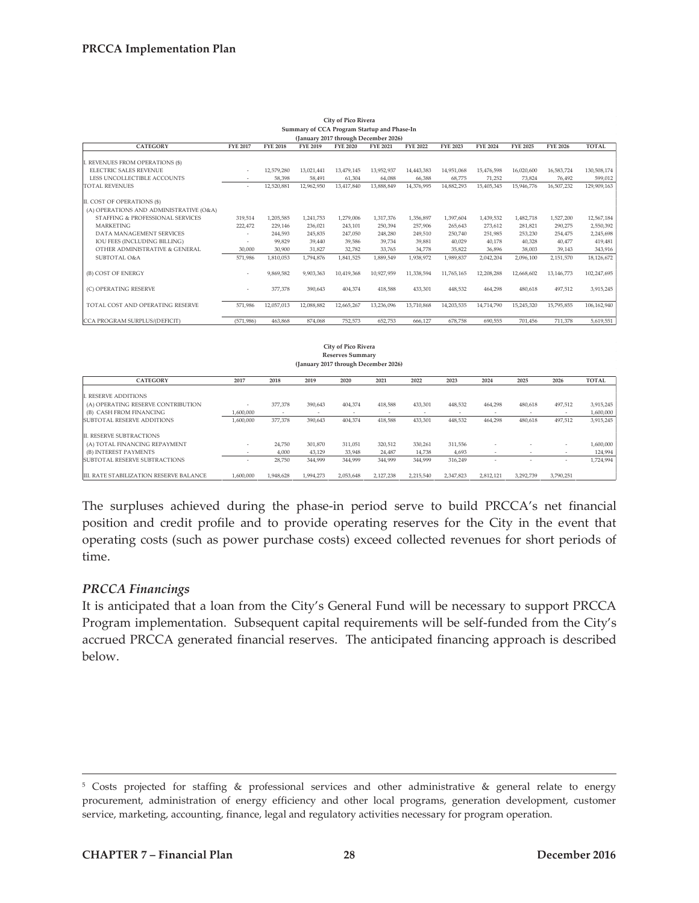City of Pico Rivera
Summary of CCA Program Startup and Phase-In
(January 2017 through December 2026)

| CATEGORY | FYE 2017 | FYE 2018 | FYE 2019 | FYE 2020 | FYE 2021 | FYE 2022 | FYE 2023 | FYE 2024 | FYE 2025 | FYE 2026 | TOTAL |
|---|---|---|---|---|---|---|---|---|---|---|---|
| I. REVENUES FROM OPERATIONS ($) | | | | | | | | | | | |
| ELECTRIC SALES REVENUE | - | 12,579,280 | 13,021,441 | 13,479,145 | 13,952,937 | 14,443,383 | 14,951,068 | 15,476,598 | 16,020,600 | 16,583,724 | 130,508,174 |
| LESS UNCOLLECTIBLE ACCOUNTS | - | 58,398 | 58,491 | 61,304 | 64,088 | 66,388 | 68,775 | 71,252 | 73,824 | 76,492 | 599,012 |
| TOTAL REVENUES | - | 12,520,881 | 12,962,950 | 13,417,840 | 13,888,849 | 14,376,995 | 14,882,293 | 15,405,345 | 15,946,776 | 16,507,232 | 129,909,163 |
| II. COST OF OPERATIONS ($) | | | | | | | | | | | |
| (A) OPERATIONS AND ADMINISTRATIVE (O&A) | | | | | | | | | | | |
| STAFFING & PROFESSIONAL SERVICES | 319,514 | 1,205,585 | 1,241,753 | 1,279,006 | 1,317,376 | 1,356,897 | 1,397,604 | 1,439,532 | 1,482,718 | 1,527,200 | 12,567,184 |
| MARKETING | 222,472 | 229,146 | 236,021 | 243,101 | 250,394 | 257,906 | 265,643 | 273,612 | 281,821 | 290,275 | 2,550,392 |
| DATA MANAGEMENT SERVICES | - | 244,593 | 245,835 | 247,050 | 248,280 | 249,510 | 250,740 | 251,985 | 253,230 | 254,475 | 2,245,698 |
| IOU FEES (INCLUDING BILLING) | - | 99,829 | 39,440 | 39,586 | 39,734 | 39,881 | 40,029 | 40,178 | 40,328 | 40,477 | 419,481 |
| OTHER ADMINISTRATIVE & GENERAL | 30,000 | 30,900 | 31,827 | 32,782 | 33,765 | 34,778 | 35,822 | 36,896 | 38,003 | 39,143 | 343,916 |
| SUBTOTAL O&A | 571,986 | 1,810,053 | 1,794,876 | 1,841,525 | 1,889,549 | 1,938,972 | 1,989,837 | 2,042,204 | 2,096,100 | 2,151,570 | 18,126,672 |
| (B) COST OF ENERGY | - | 9,869,582 | 9,903,363 | 10,419,368 | 10,927,959 | 11,338,594 | 11,765,165 | 12,208,288 | 12,668,602 | 13,146,773 | 102,247,695 |
| (C) OPERATING RESERVE | - | 377,378 | 390,643 | 404,374 | 418,588 | 433,301 | 448,532 | 464,298 | 480,618 | 497,512 | 3,915,245 |
| TOTAL COST AND OPERATING RESERVE | 571,986 | 12,057,013 | 12,088,882 | 12,665,267 | 13,236,096 | 13,710,868 | 14,203,535 | 14,714,790 | 15,245,320 | 15,795,855 | 106,162,940 |
| CCA PROGRAM SURPLUS/(DEFICIT) | (571,986) | 463,868 | 874,068 | 752,573 | 652,753 | 666,127 | 678,758 | 690,555 | 701,456 | 711,378 | 5,619,551 |

City of Pico Rivera
Reserves Summary
(January 2017 through December 2026)

| CATEGORY | 2017 | 2018 | 2019 | 2020 | 2021 | 2022 | 2023 | 2024 | 2025 | 2026 | TOTAL |
|---|---|---|---|---|---|---|---|---|---|---|---|
| I. RESERVE ADDITIONS | | | | | | | | | | | |
| (A) OPERATING RESERVE CONTRIBUTION | - | 377,378 | 390,643 | 404,374 | 418,588 | 433,301 | 448,532 | 464,298 | 480,618 | 497,512 | 3,915,245 |
| (B) CASH FROM FINANCING | 1,600,000 | - | - | - | - | - | - | - | - | - | 1,600,000 |
| SUBTOTAL RESERVE ADDITIONS | 1,600,000 | 377,378 | 390,643 | 404,374 | 418,588 | 433,301 | 448,532 | 464,298 | 480,618 | 497,512 | 3,915,245 |
| II. RESERVE SUBTRACTIONS | | | | | | | | | | | |
| (A) TOTAL FINANCING REPAYMENT | - | 24,750 | 301,870 | 311,051 | 320,512 | 330,261 | 311,556 | - | - | - | 1,600,000 |
| (B) INTEREST PAYMENTS | - | 4,000 | 43,129 | 33,948 | 24,487 | 14,738 | 4,693 | - | - | - | 124,994 |
| SUBTOTAL RESERVE SUBTRACTIONS | - | 28,750 | 344,999 | 344,999 | 344,999 | 344,999 | 316,249 | - | - | - | 1,724,994 |
| III. RATE STABILIZATION RESERVE BALANCE | 1,600,000 | 1,948,628 | 1,994,273 | 2,053,648 | 2,127,238 | 2,215,540 | 2,347,823 | 2,812,121 | 3,292,739 | 3,790,251 | |

The surpluses achieved during the phase-in period serve to build PRCCA's net financial position and credit profile and to provide operating reserves for the City in the event that operating costs (such as power purchase costs) exceed collected revenues for short periods of time.

### *PRCCA Financings*

It is anticipated that a loan from the City's General Fund will be necessary to support PRCCA Program implementation. Subsequent capital requirements will be self-funded from the City's accrued PRCCA generated financial reserves. The anticipated financing approach is described below.

---

[5] Costs projected for staffing & professional services and other administrative & general relate to energy procurement, administration of energy efficiency and other local programs, generation development, customer service, marketing, accounting, finance, legal and regulatory activities necessary for program operation.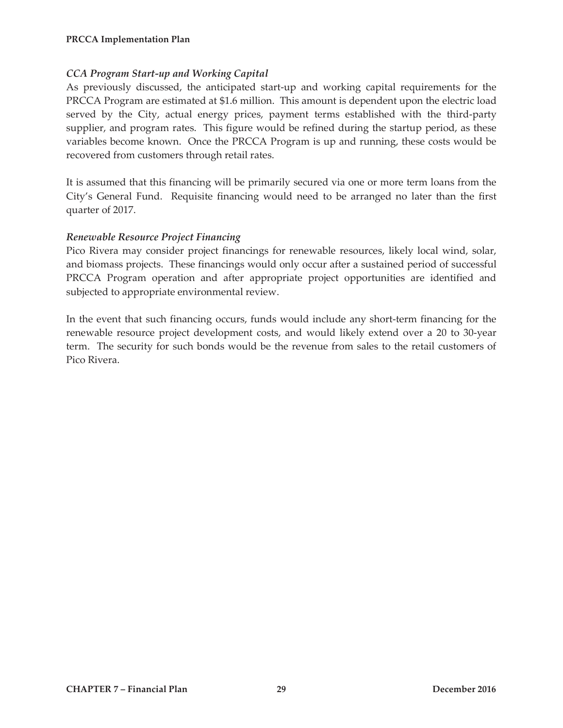*CCA Program Start-up and Working Capital*

As previously discussed, the anticipated start-up and working capital requirements for the PRCCA Program are estimated at $1.6 million. This amount is dependent upon the electric load served by the City, actual energy prices, payment terms established with the third-party supplier, and program rates. This figure would be refined during the startup period, as these variables become known. Once the PRCCA Program is up and running, these costs would be recovered from customers through retail rates.

It is assumed that this financing will be primarily secured via one or more term loans from the City's General Fund. Requisite financing would need to be arranged no later than the first quarter of 2017.

*Renewable Resource Project Financing*

Pico Rivera may consider project financings for renewable resources, likely local wind, solar, and biomass projects. These financings would only occur after a sustained period of successful PRCCA Program operation and after appropriate project opportunities are identified and subjected to appropriate environmental review.

In the event that such financing occurs, funds would include any short-term financing for the renewable resource project development costs, and would likely extend over a 20 to 30-year term. The security for such bonds would be the revenue from sales to the retail customers of Pico Rivera.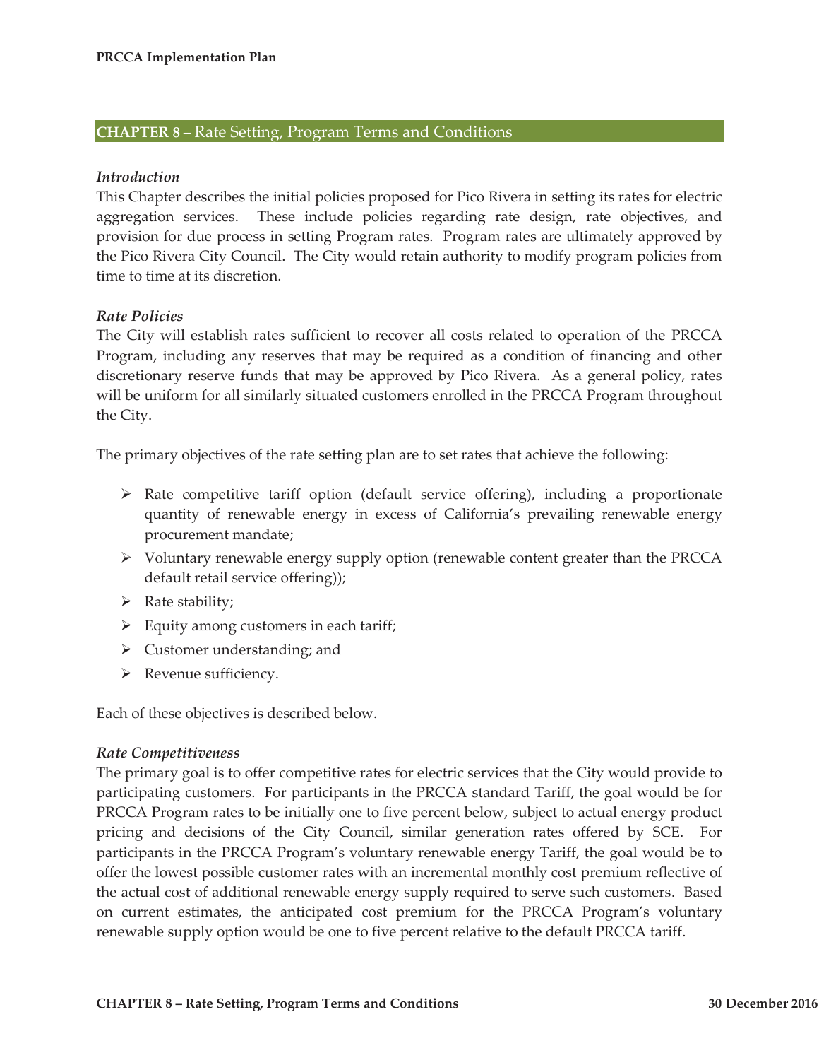## CHAPTER 8 – Rate Setting, Program Terms and Conditions

### *Introduction*

This Chapter describes the initial policies proposed for Pico Rivera in setting its rates for electric aggregation services. These include policies regarding rate design, rate objectives, and provision for due process in setting Program rates. Program rates are ultimately approved by the Pico Rivera City Council. The City would retain authority to modify program policies from time to time at its discretion.

### *Rate Policies*

The City will establish rates sufficient to recover all costs related to operation of the PRCCA Program, including any reserves that may be required as a condition of financing and other discretionary reserve funds that may be approved by Pico Rivera. As a general policy, rates will be uniform for all similarly situated customers enrolled in the PRCCA Program throughout the City.

The primary objectives of the rate setting plan are to set rates that achieve the following:

- Rate competitive tariff option (default service offering), including a proportionate quantity of renewable energy in excess of California's prevailing renewable energy procurement mandate;
- Voluntary renewable energy supply option (renewable content greater than the PRCCA default retail service offering));
- Rate stability;
- Equity among customers in each tariff;
- Customer understanding; and
- Revenue sufficiency.

Each of these objectives is described below.

### *Rate Competitiveness*

The primary goal is to offer competitive rates for electric services that the City would provide to participating customers. For participants in the PRCCA standard Tariff, the goal would be for PRCCA Program rates to be initially one to five percent below, subject to actual energy product pricing and decisions of the City Council, similar generation rates offered by SCE. For participants in the PRCCA Program's voluntary renewable energy Tariff, the goal would be to offer the lowest possible customer rates with an incremental monthly cost premium reflective of the actual cost of additional renewable energy supply required to serve such customers. Based on current estimates, the anticipated cost premium for the PRCCA Program's voluntary renewable supply option would be one to five percent relative to the default PRCCA tariff.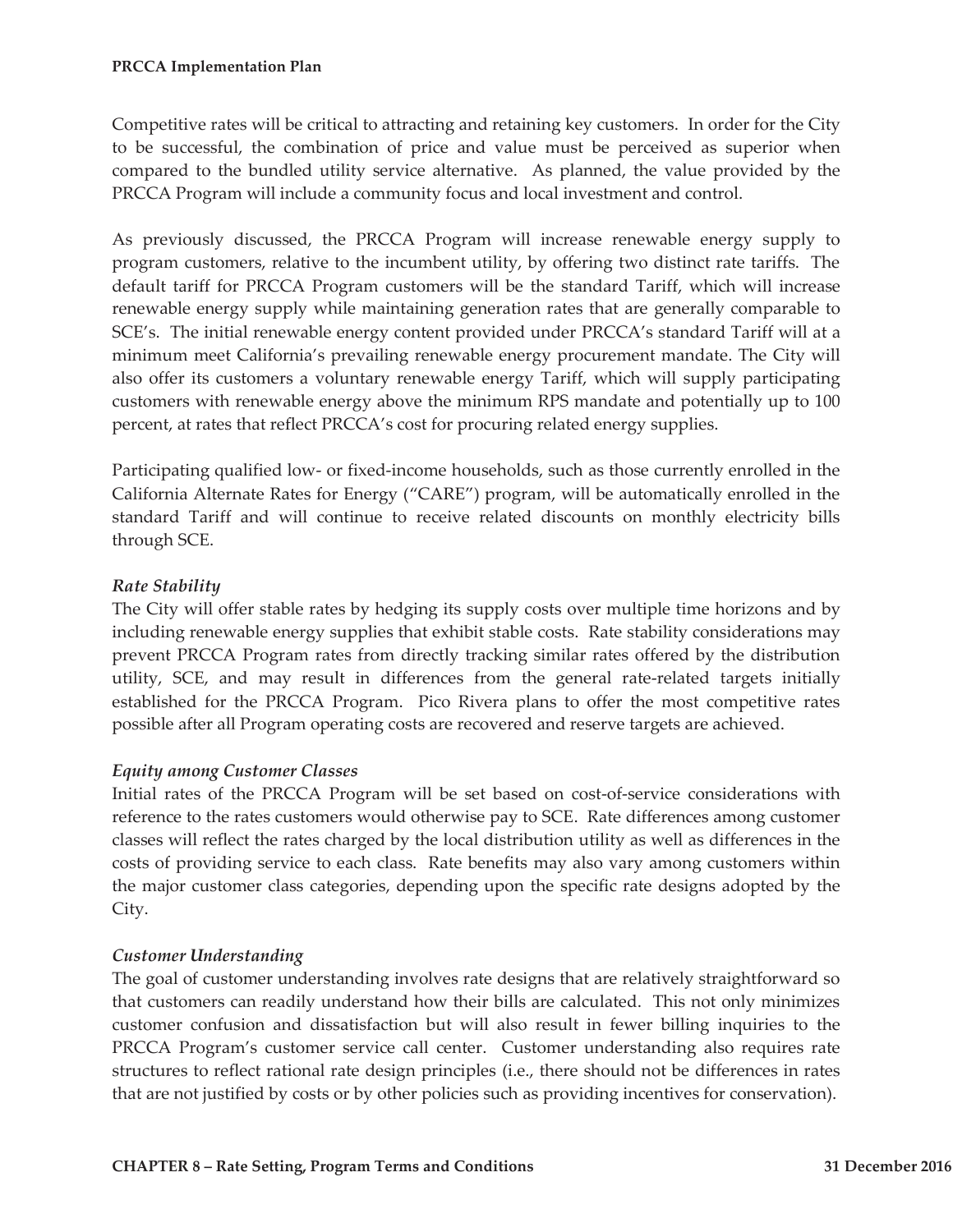Competitive rates will be critical to attracting and retaining key customers. In order for the City to be successful, the combination of price and value must be perceived as superior when compared to the bundled utility service alternative. As planned, the value provided by the PRCCA Program will include a community focus and local investment and control.

As previously discussed, the PRCCA Program will increase renewable energy supply to program customers, relative to the incumbent utility, by offering two distinct rate tariffs. The default tariff for PRCCA Program customers will be the standard Tariff, which will increase renewable energy supply while maintaining generation rates that are generally comparable to SCE's. The initial renewable energy content provided under PRCCA's standard Tariff will at a minimum meet California's prevailing renewable energy procurement mandate. The City will also offer its customers a voluntary renewable energy Tariff, which will supply participating customers with renewable energy above the minimum RPS mandate and potentially up to 100 percent, at rates that reflect PRCCA's cost for procuring related energy supplies.

Participating qualified low- or fixed-income households, such as those currently enrolled in the California Alternate Rates for Energy ("CARE") program, will be automatically enrolled in the standard Tariff and will continue to receive related discounts on monthly electricity bills through SCE.

***Rate Stability***

The City will offer stable rates by hedging its supply costs over multiple time horizons and by including renewable energy supplies that exhibit stable costs. Rate stability considerations may prevent PRCCA Program rates from directly tracking similar rates offered by the distribution utility, SCE, and may result in differences from the general rate-related targets initially established for the PRCCA Program. Pico Rivera plans to offer the most competitive rates possible after all Program operating costs are recovered and reserve targets are achieved.

***Equity among Customer Classes***

Initial rates of the PRCCA Program will be set based on cost-of-service considerations with reference to the rates customers would otherwise pay to SCE. Rate differences among customer classes will reflect the rates charged by the local distribution utility as well as differences in the costs of providing service to each class. Rate benefits may also vary among customers within the major customer class categories, depending upon the specific rate designs adopted by the City.

***Customer Understanding***

The goal of customer understanding involves rate designs that are relatively straightforward so that customers can readily understand how their bills are calculated. This not only minimizes customer confusion and dissatisfaction but will also result in fewer billing inquiries to the PRCCA Program's customer service call center. Customer understanding also requires rate structures to reflect rational rate design principles (i.e., there should not be differences in rates that are not justified by costs or by other policies such as providing incentives for conservation).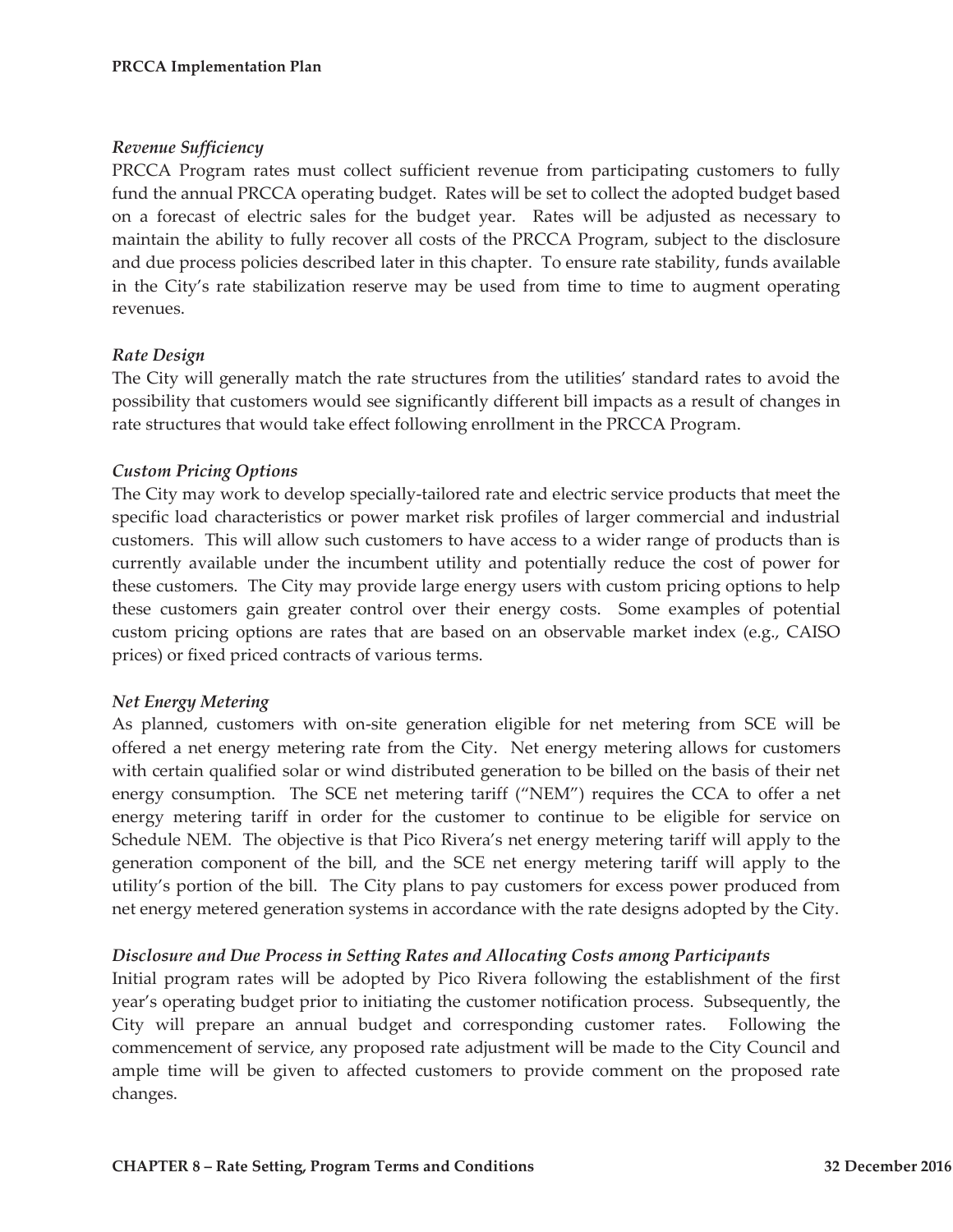### *Revenue Sufficiency*

PRCCA Program rates must collect sufficient revenue from participating customers to fully fund the annual PRCCA operating budget. Rates will be set to collect the adopted budget based on a forecast of electric sales for the budget year. Rates will be adjusted as necessary to maintain the ability to fully recover all costs of the PRCCA Program, subject to the disclosure and due process policies described later in this chapter. To ensure rate stability, funds available in the City's rate stabilization reserve may be used from time to time to augment operating revenues.

### *Rate Design*

The City will generally match the rate structures from the utilities' standard rates to avoid the possibility that customers would see significantly different bill impacts as a result of changes in rate structures that would take effect following enrollment in the PRCCA Program.

### *Custom Pricing Options*

The City may work to develop specially-tailored rate and electric service products that meet the specific load characteristics or power market risk profiles of larger commercial and industrial customers. This will allow such customers to have access to a wider range of products than is currently available under the incumbent utility and potentially reduce the cost of power for these customers. The City may provide large energy users with custom pricing options to help these customers gain greater control over their energy costs. Some examples of potential custom pricing options are rates that are based on an observable market index (e.g., CAISO prices) or fixed priced contracts of various terms.

### *Net Energy Metering*

As planned, customers with on-site generation eligible for net metering from SCE will be offered a net energy metering rate from the City. Net energy metering allows for customers with certain qualified solar or wind distributed generation to be billed on the basis of their net energy consumption. The SCE net metering tariff ("NEM") requires the CCA to offer a net energy metering tariff in order for the customer to continue to be eligible for service on Schedule NEM. The objective is that Pico Rivera's net energy metering tariff will apply to the generation component of the bill, and the SCE net energy metering tariff will apply to the utility's portion of the bill. The City plans to pay customers for excess power produced from net energy metered generation systems in accordance with the rate designs adopted by the City.

### *Disclosure and Due Process in Setting Rates and Allocating Costs among Participants*

Initial program rates will be adopted by Pico Rivera following the establishment of the first year's operating budget prior to initiating the customer notification process. Subsequently, the City will prepare an annual budget and corresponding customer rates. Following the commencement of service, any proposed rate adjustment will be made to the City Council and ample time will be given to affected customers to provide comment on the proposed rate changes.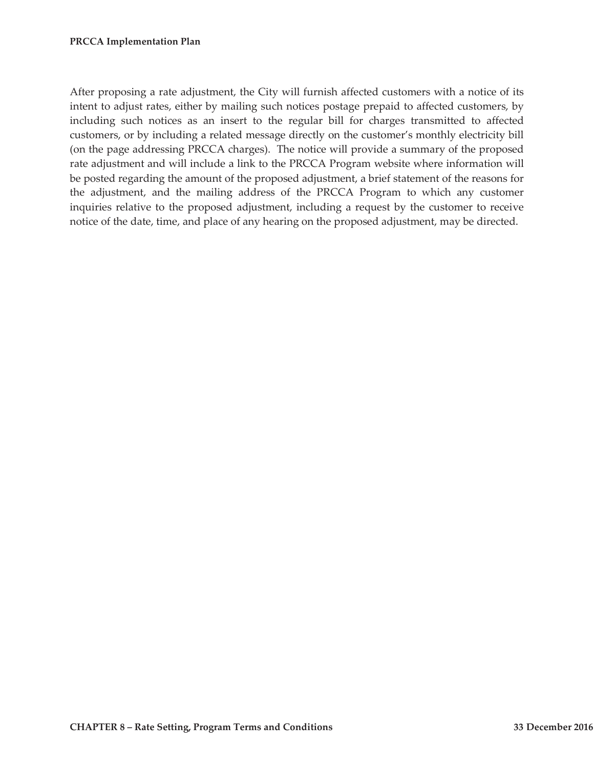After proposing a rate adjustment, the City will furnish affected customers with a notice of its intent to adjust rates, either by mailing such notices postage prepaid to affected customers, by including such notices as an insert to the regular bill for charges transmitted to affected customers, or by including a related message directly on the customer's monthly electricity bill (on the page addressing PRCCA charges). The notice will provide a summary of the proposed rate adjustment and will include a link to the PRCCA Program website where information will be posted regarding the amount of the proposed adjustment, a brief statement of the reasons for the adjustment, and the mailing address of the PRCCA Program to which any customer inquiries relative to the proposed adjustment, including a request by the customer to receive notice of the date, time, and place of any hearing on the proposed adjustment, may be directed.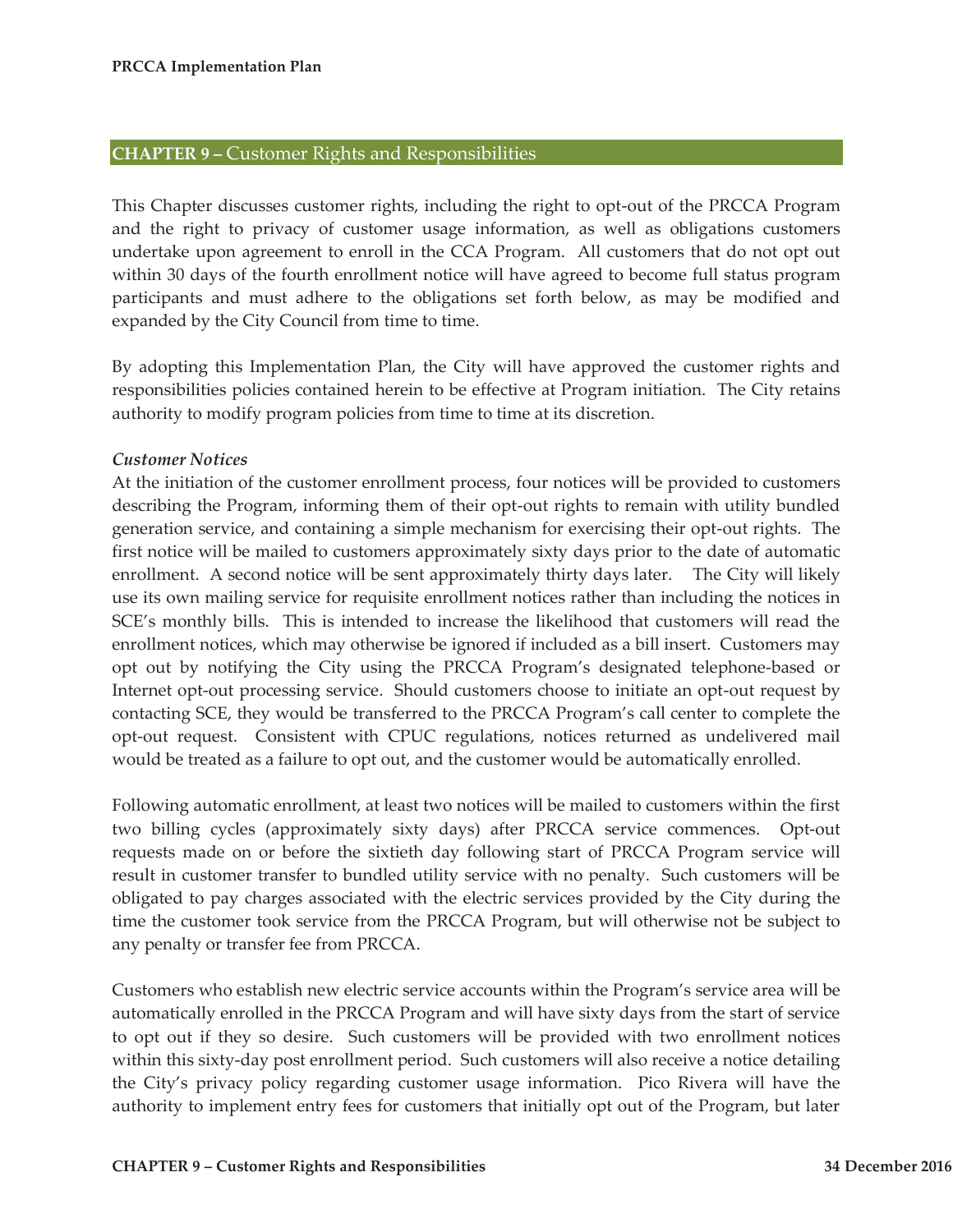## CHAPTER 9 – Customer Rights and Responsibilities

This Chapter discusses customer rights, including the right to opt-out of the PRCCA Program and the right to privacy of customer usage information, as well as obligations customers undertake upon agreement to enroll in the CCA Program. All customers that do not opt out within 30 days of the fourth enrollment notice will have agreed to become full status program participants and must adhere to the obligations set forth below, as may be modified and expanded by the City Council from time to time.

By adopting this Implementation Plan, the City will have approved the customer rights and responsibilities policies contained herein to be effective at Program initiation. The City retains authority to modify program policies from time to time at its discretion.

### *Customer Notices*

At the initiation of the customer enrollment process, four notices will be provided to customers describing the Program, informing them of their opt-out rights to remain with utility bundled generation service, and containing a simple mechanism for exercising their opt-out rights. The first notice will be mailed to customers approximately sixty days prior to the date of automatic enrollment. A second notice will be sent approximately thirty days later. The City will likely use its own mailing service for requisite enrollment notices rather than including the notices in SCE's monthly bills. This is intended to increase the likelihood that customers will read the enrollment notices, which may otherwise be ignored if included as a bill insert. Customers may opt out by notifying the City using the PRCCA Program's designated telephone-based or Internet opt-out processing service. Should customers choose to initiate an opt-out request by contacting SCE, they would be transferred to the PRCCA Program's call center to complete the opt-out request. Consistent with CPUC regulations, notices returned as undelivered mail would be treated as a failure to opt out, and the customer would be automatically enrolled.

Following automatic enrollment, at least two notices will be mailed to customers within the first two billing cycles (approximately sixty days) after PRCCA service commences. Opt-out requests made on or before the sixtieth day following start of PRCCA Program service will result in customer transfer to bundled utility service with no penalty. Such customers will be obligated to pay charges associated with the electric services provided by the City during the time the customer took service from the PRCCA Program, but will otherwise not be subject to any penalty or transfer fee from PRCCA.

Customers who establish new electric service accounts within the Program's service area will be automatically enrolled in the PRCCA Program and will have sixty days from the start of service to opt out if they so desire. Such customers will be provided with two enrollment notices within this sixty-day post enrollment period. Such customers will also receive a notice detailing the City's privacy policy regarding customer usage information. Pico Rivera will have the authority to implement entry fees for customers that initially opt out of the Program, but later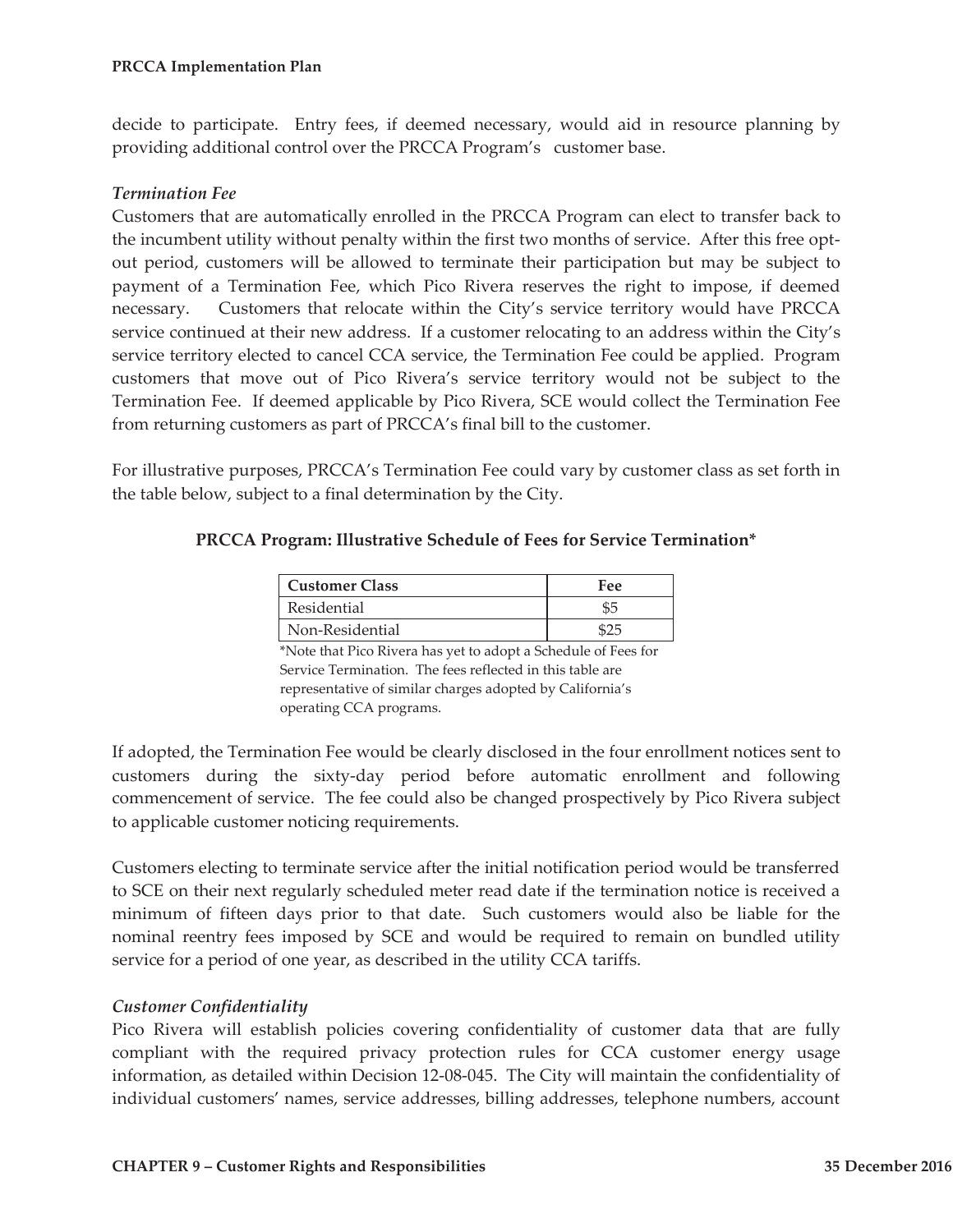decide to participate. Entry fees, if deemed necessary, would aid in resource planning by providing additional control over the PRCCA Program's customer base.

### *Termination Fee*

Customers that are automatically enrolled in the PRCCA Program can elect to transfer back to the incumbent utility without penalty within the first two months of service. After this free opt-out period, customers will be allowed to terminate their participation but may be subject to payment of a Termination Fee, which Pico Rivera reserves the right to impose, if deemed necessary. Customers that relocate within the City's service territory would have PRCCA service continued at their new address. If a customer relocating to an address within the City's service territory elected to cancel CCA service, the Termination Fee could be applied. Program customers that move out of Pico Rivera's service territory would not be subject to the Termination Fee. If deemed applicable by Pico Rivera, SCE would collect the Termination Fee from returning customers as part of PRCCA's final bill to the customer.

For illustrative purposes, PRCCA's Termination Fee could vary by customer class as set forth in the table below, subject to a final determination by the City.

**PRCCA Program: Illustrative Schedule of Fees for Service Termination***

| Customer Class | Fee |
|---|---|
| Residential | $5 |
| Non-Residential | $25 |

*Note that Pico Rivera has yet to adopt a Schedule of Fees for Service Termination. The fees reflected in this table are representative of similar charges adopted by California's operating CCA programs.

If adopted, the Termination Fee would be clearly disclosed in the four enrollment notices sent to customers during the sixty-day period before automatic enrollment and following commencement of service. The fee could also be changed prospectively by Pico Rivera subject to applicable customer noticing requirements.

Customers electing to terminate service after the initial notification period would be transferred to SCE on their next regularly scheduled meter read date if the termination notice is received a minimum of fifteen days prior to that date. Such customers would also be liable for the nominal reentry fees imposed by SCE and would be required to remain on bundled utility service for a period of one year, as described in the utility CCA tariffs.

### *Customer Confidentiality*

Pico Rivera will establish policies covering confidentiality of customer data that are fully compliant with the required privacy protection rules for CCA customer energy usage information, as detailed within Decision 12-08-045. The City will maintain the confidentiality of individual customers' names, service addresses, billing addresses, telephone numbers, account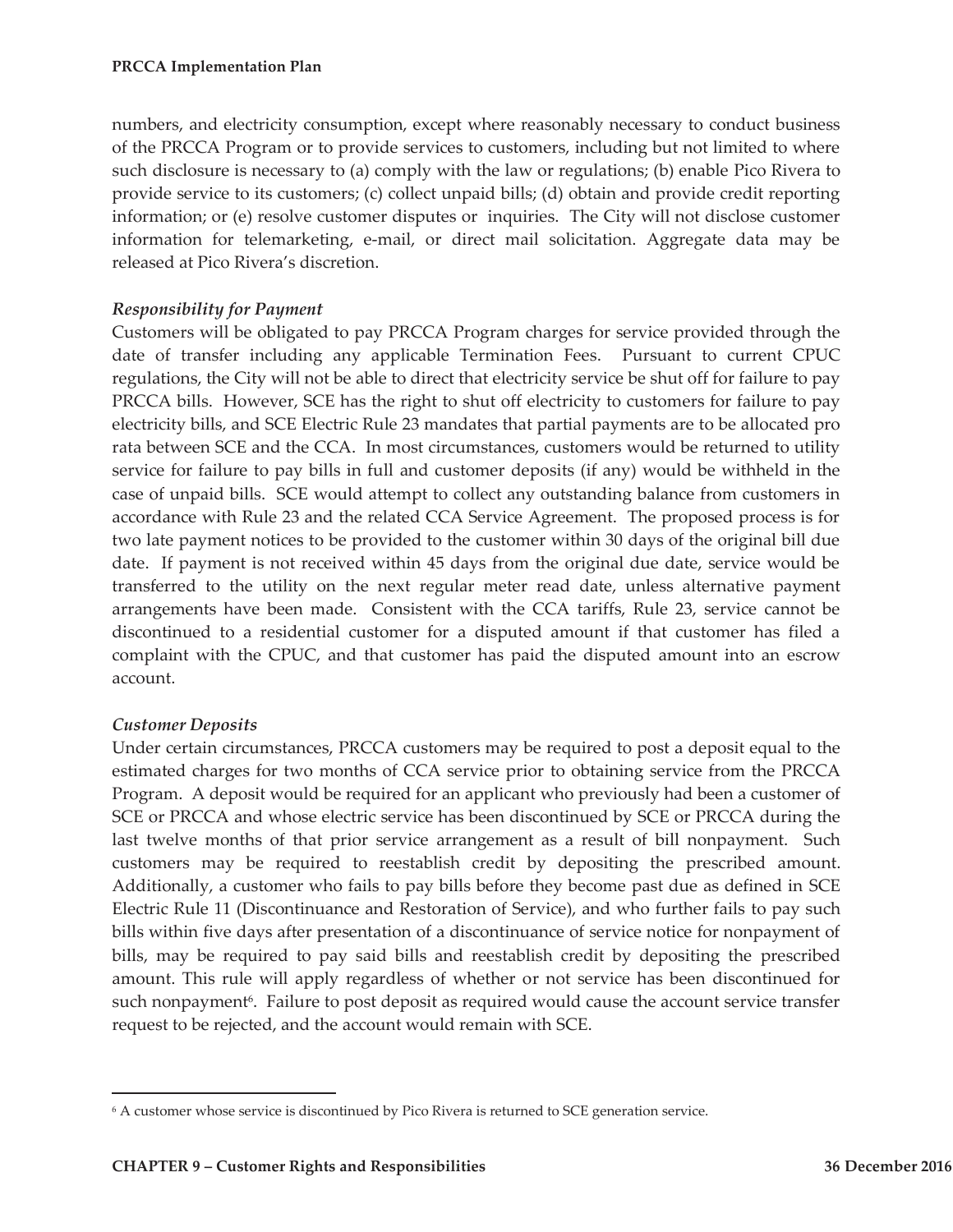numbers, and electricity consumption, except where reasonably necessary to conduct business of the PRCCA Program or to provide services to customers, including but not limited to where such disclosure is necessary to (a) comply with the law or regulations; (b) enable Pico Rivera to provide service to its customers; (c) collect unpaid bills; (d) obtain and provide credit reporting information; or (e) resolve customer disputes or inquiries. The City will not disclose customer information for telemarketing, e-mail, or direct mail solicitation. Aggregate data may be released at Pico Rivera's discretion.

***Responsibility for Payment***

Customers will be obligated to pay PRCCA Program charges for service provided through the date of transfer including any applicable Termination Fees. Pursuant to current CPUC regulations, the City will not be able to direct that electricity service be shut off for failure to pay PRCCA bills. However, SCE has the right to shut off electricity to customers for failure to pay electricity bills, and SCE Electric Rule 23 mandates that partial payments are to be allocated pro rata between SCE and the CCA. In most circumstances, customers would be returned to utility service for failure to pay bills in full and customer deposits (if any) would be withheld in the case of unpaid bills. SCE would attempt to collect any outstanding balance from customers in accordance with Rule 23 and the related CCA Service Agreement. The proposed process is for two late payment notices to be provided to the customer within 30 days of the original bill due date. If payment is not received within 45 days from the original due date, service would be transferred to the utility on the next regular meter read date, unless alternative payment arrangements have been made. Consistent with the CCA tariffs, Rule 23, service cannot be discontinued to a residential customer for a disputed amount if that customer has filed a complaint with the CPUC, and that customer has paid the disputed amount into an escrow account.

***Customer Deposits***

Under certain circumstances, PRCCA customers may be required to post a deposit equal to the estimated charges for two months of CCA service prior to obtaining service from the PRCCA Program. A deposit would be required for an applicant who previously had been a customer of SCE or PRCCA and whose electric service has been discontinued by SCE or PRCCA during the last twelve months of that prior service arrangement as a result of bill nonpayment. Such customers may be required to reestablish credit by depositing the prescribed amount. Additionally, a customer who fails to pay bills before they become past due as defined in SCE Electric Rule 11 (Discontinuance and Restoration of Service), and who further fails to pay such bills within five days after presentation of a discontinuance of service notice for nonpayment of bills, may be required to pay said bills and reestablish credit by depositing the prescribed amount. This rule will apply regardless of whether or not service has been discontinued for such nonpayment[6]. Failure to post deposit as required would cause the account service transfer request to be rejected, and the account would remain with SCE.

[6] A customer whose service is discontinued by Pico Rivera is returned to SCE generation service.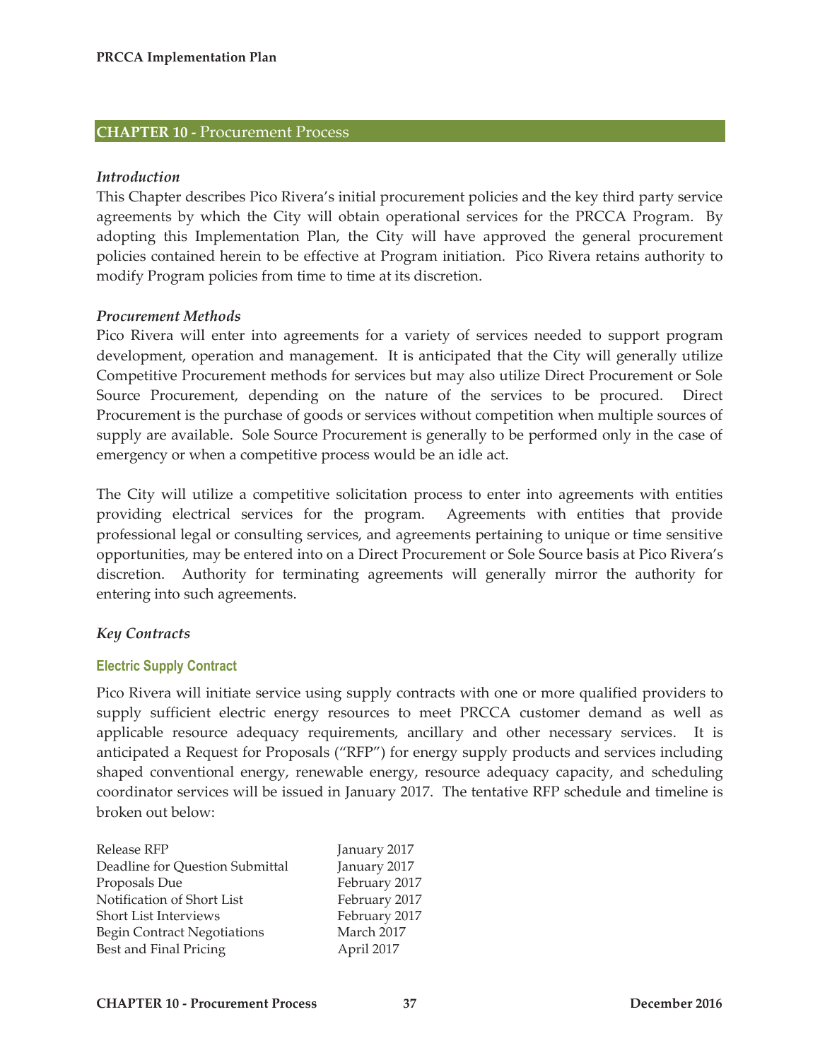## CHAPTER 10 - Procurement Process

### *Introduction*

This Chapter describes Pico Rivera's initial procurement policies and the key third party service agreements by which the City will obtain operational services for the PRCCA Program. By adopting this Implementation Plan, the City will have approved the general procurement policies contained herein to be effective at Program initiation. Pico Rivera retains authority to modify Program policies from time to time at its discretion.

### *Procurement Methods*

Pico Rivera will enter into agreements for a variety of services needed to support program development, operation and management. It is anticipated that the City will generally utilize Competitive Procurement methods for services but may also utilize Direct Procurement or Sole Source Procurement, depending on the nature of the services to be procured. Direct Procurement is the purchase of goods or services without competition when multiple sources of supply are available. Sole Source Procurement is generally to be performed only in the case of emergency or when a competitive process would be an idle act.

The City will utilize a competitive solicitation process to enter into agreements with entities providing electrical services for the program. Agreements with entities that provide professional legal or consulting services, and agreements pertaining to unique or time sensitive opportunities, may be entered into on a Direct Procurement or Sole Source basis at Pico Rivera's discretion. Authority for terminating agreements will generally mirror the authority for entering into such agreements.

### *Key Contracts*

#### Electric Supply Contract

Pico Rivera will initiate service using supply contracts with one or more qualified providers to supply sufficient electric energy resources to meet PRCCA customer demand as well as applicable resource adequacy requirements, ancillary and other necessary services. It is anticipated a Request for Proposals ("RFP") for energy supply products and services including shaped conventional energy, renewable energy, resource adequacy capacity, and scheduling coordinator services will be issued in January 2017. The tentative RFP schedule and timeline is broken out below:

| | |
|---|---|
| Release RFP | January 2017 |
| Deadline for Question Submittal | January 2017 |
| Proposals Due | February 2017 |
| Notification of Short List | February 2017 |
| Short List Interviews | February 2017 |
| Begin Contract Negotiations | March 2017 |
| Best and Final Pricing | April 2017 |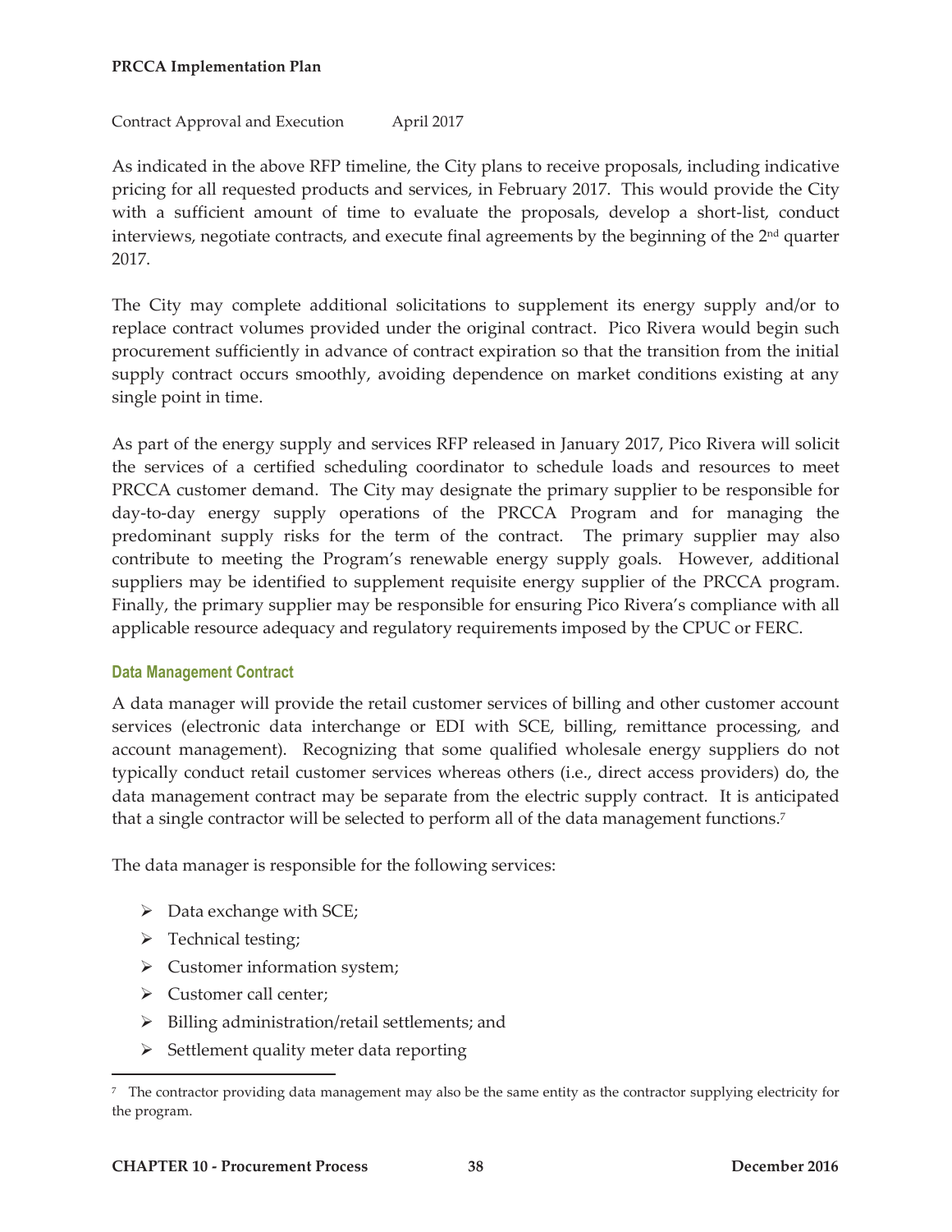Contract Approval and Execution April 2017

As indicated in the above RFP timeline, the City plans to receive proposals, including indicative pricing for all requested products and services, in February 2017. This would provide the City with a sufficient amount of time to evaluate the proposals, develop a short-list, conduct interviews, negotiate contracts, and execute final agreements by the beginning of the 2nd quarter 2017.

The City may complete additional solicitations to supplement its energy supply and/or to replace contract volumes provided under the original contract. Pico Rivera would begin such procurement sufficiently in advance of contract expiration so that the transition from the initial supply contract occurs smoothly, avoiding dependence on market conditions existing at any single point in time.

As part of the energy supply and services RFP released in January 2017, Pico Rivera will solicit the services of a certified scheduling coordinator to schedule loads and resources to meet PRCCA customer demand. The City may designate the primary supplier to be responsible for day-to-day energy supply operations of the PRCCA Program and for managing the predominant supply risks for the term of the contract. The primary supplier may also contribute to meeting the Program's renewable energy supply goals. However, additional suppliers may be identified to supplement requisite energy supplier of the PRCCA program. Finally, the primary supplier may be responsible for ensuring Pico Rivera's compliance with all applicable resource adequacy and regulatory requirements imposed by the CPUC or FERC.

### Data Management Contract

A data manager will provide the retail customer services of billing and other customer account services (electronic data interchange or EDI with SCE, billing, remittance processing, and account management). Recognizing that some qualified wholesale energy suppliers do not typically conduct retail customer services whereas others (i.e., direct access providers) do, the data management contract may be separate from the electric supply contract. It is anticipated that a single contractor will be selected to perform all of the data management functions.[7]

The data manager is responsible for the following services:

- Data exchange with SCE;
- Technical testing;
- Customer information system;
- Customer call center;
- Billing administration/retail settlements; and
- Settlement quality meter data reporting

[7] The contractor providing data management may also be the same entity as the contractor supplying electricity for the program.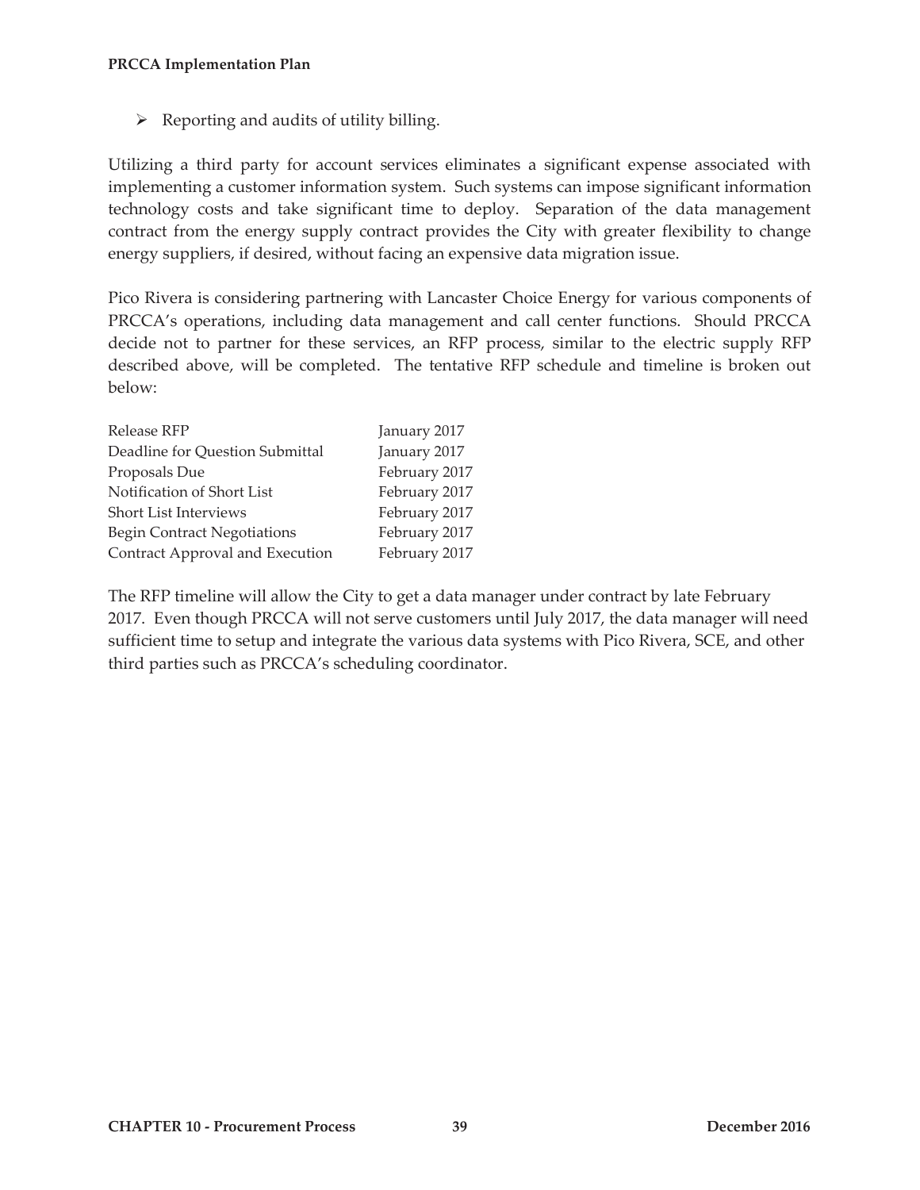- Reporting and audits of utility billing.

Utilizing a third party for account services eliminates a significant expense associated with implementing a customer information system. Such systems can impose significant information technology costs and take significant time to deploy. Separation of the data management contract from the energy supply contract provides the City with greater flexibility to change energy suppliers, if desired, without facing an expensive data migration issue.

Pico Rivera is considering partnering with Lancaster Choice Energy for various components of PRCCA's operations, including data management and call center functions. Should PRCCA decide not to partner for these services, an RFP process, similar to the electric supply RFP described above, will be completed. The tentative RFP schedule and timeline is broken out below:

| | |
|---|---|
| Release RFP | January 2017 |
| Deadline for Question Submittal | January 2017 |
| Proposals Due | February 2017 |
| Notification of Short List | February 2017 |
| Short List Interviews | February 2017 |
| Begin Contract Negotiations | February 2017 |
| Contract Approval and Execution | February 2017 |

The RFP timeline will allow the City to get a data manager under contract by late February 2017. Even though PRCCA will not serve customers until July 2017, the data manager will need sufficient time to setup and integrate the various data systems with Pico Rivera, SCE, and other third parties such as PRCCA's scheduling coordinator.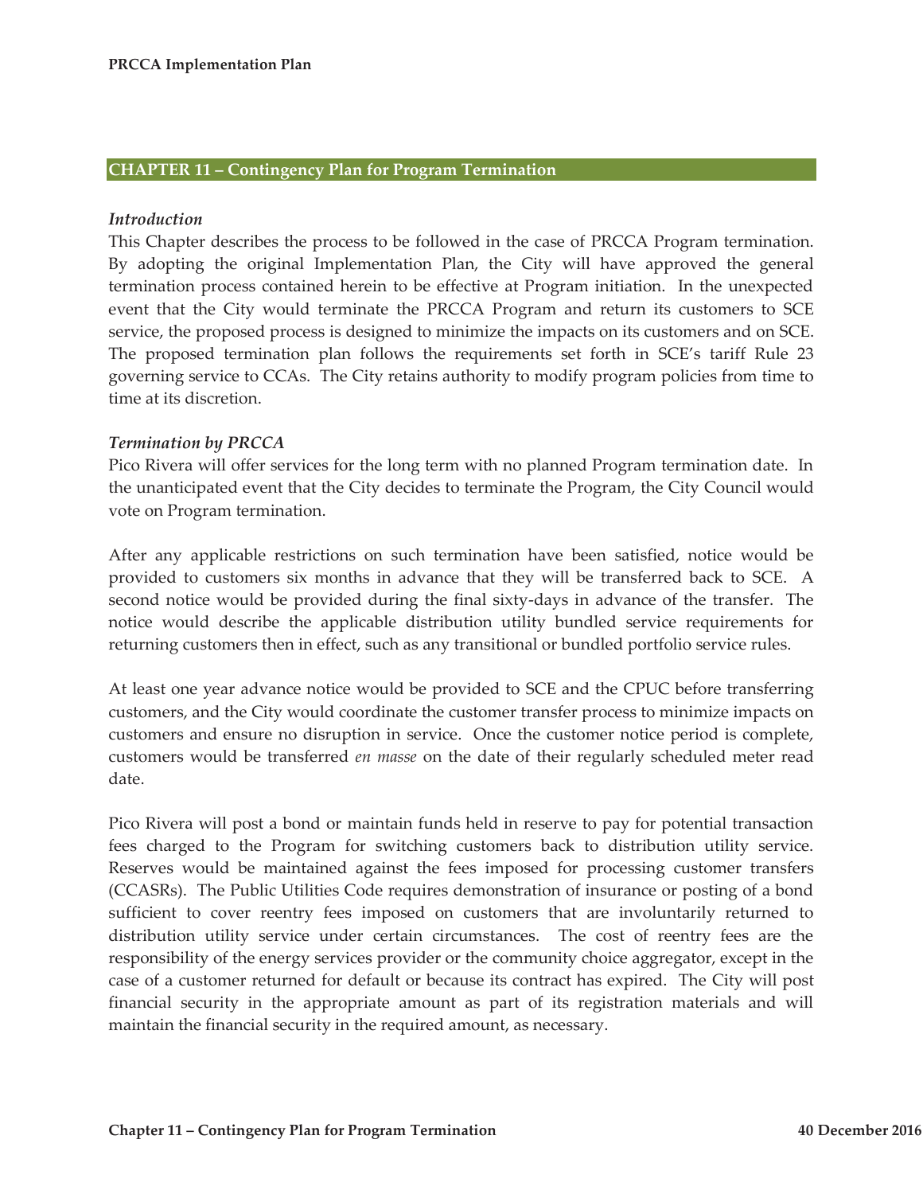## CHAPTER 11 – Contingency Plan for Program Termination

### *Introduction*

This Chapter describes the process to be followed in the case of PRCCA Program termination. By adopting the original Implementation Plan, the City will have approved the general termination process contained herein to be effective at Program initiation. In the unexpected event that the City would terminate the PRCCA Program and return its customers to SCE service, the proposed process is designed to minimize the impacts on its customers and on SCE. The proposed termination plan follows the requirements set forth in SCE's tariff Rule 23 governing service to CCAs. The City retains authority to modify program policies from time to time at its discretion.

### *Termination by PRCCA*

Pico Rivera will offer services for the long term with no planned Program termination date. In the unanticipated event that the City decides to terminate the Program, the City Council would vote on Program termination.

After any applicable restrictions on such termination have been satisfied, notice would be provided to customers six months in advance that they will be transferred back to SCE. A second notice would be provided during the final sixty-days in advance of the transfer. The notice would describe the applicable distribution utility bundled service requirements for returning customers then in effect, such as any transitional or bundled portfolio service rules.

At least one year advance notice would be provided to SCE and the CPUC before transferring customers, and the City would coordinate the customer transfer process to minimize impacts on customers and ensure no disruption in service. Once the customer notice period is complete, customers would be transferred *en masse* on the date of their regularly scheduled meter read date.

Pico Rivera will post a bond or maintain funds held in reserve to pay for potential transaction fees charged to the Program for switching customers back to distribution utility service. Reserves would be maintained against the fees imposed for processing customer transfers (CCASRs). The Public Utilities Code requires demonstration of insurance or posting of a bond sufficient to cover reentry fees imposed on customers that are involuntarily returned to distribution utility service under certain circumstances. The cost of reentry fees are the responsibility of the energy services provider or the community choice aggregator, except in the case of a customer returned for default or because its contract has expired. The City will post financial security in the appropriate amount as part of its registration materials and will maintain the financial security in the required amount, as necessary.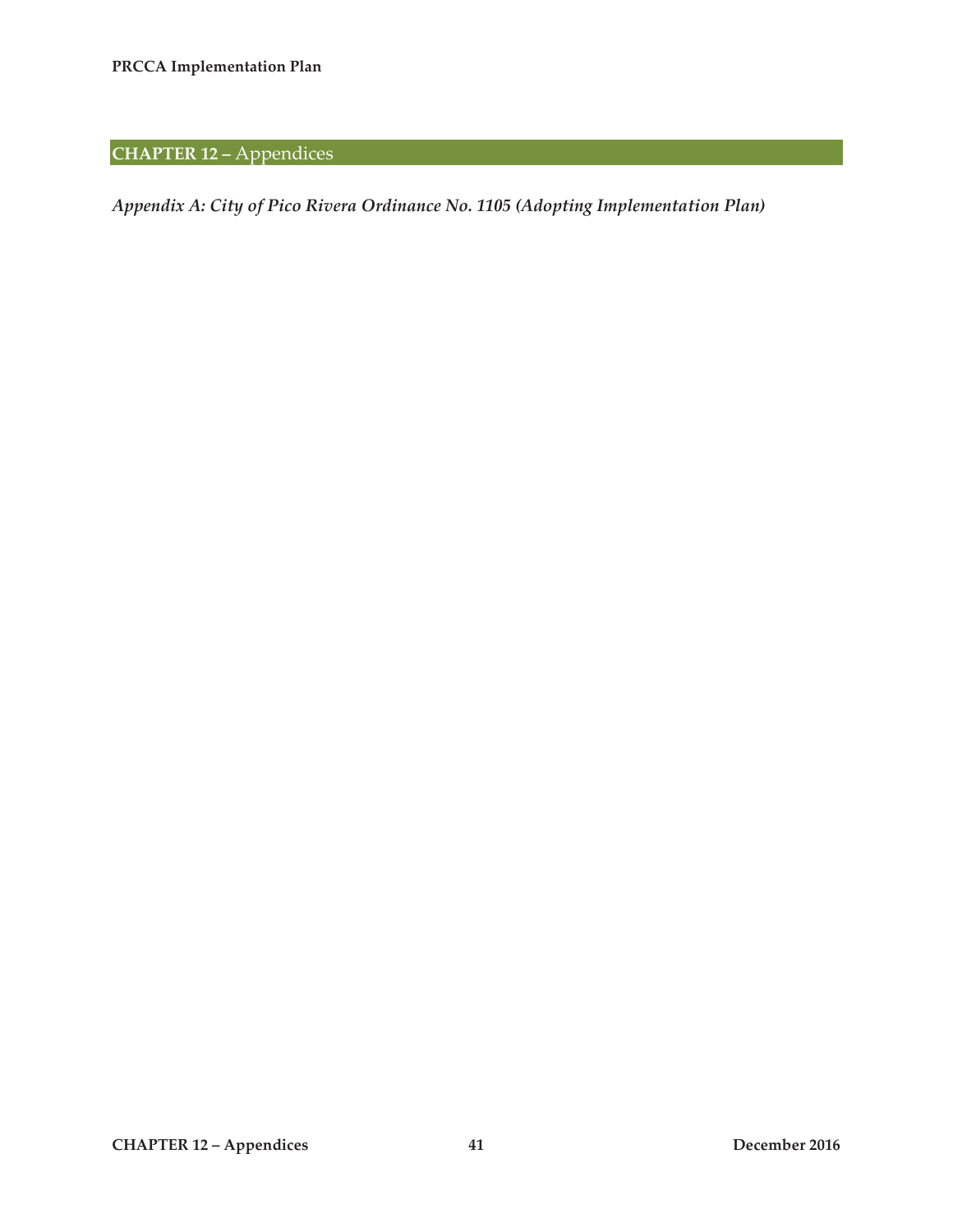## **CHAPTER 12 –** Appendices

***Appendix A: City of Pico Rivera Ordinance No. 1105 (Adopting Implementation Plan)***